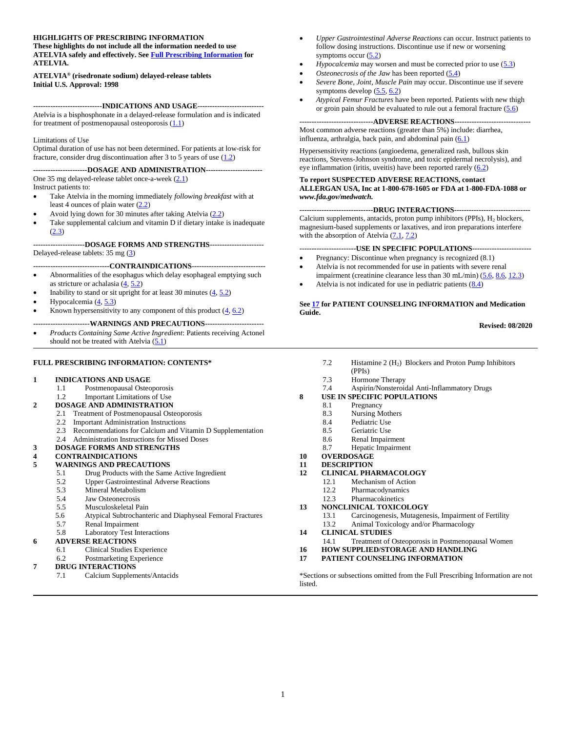**HIGHLIGHTS OF PRESCRIBING INFORMATION**
**These highlights do not include all the information needed to use ATELVIA safely and effectively. See Full Prescribing Information for ATELVIA.**

**ATELVIA® (risedronate sodium) delayed-release tablets**
**Initial U.S. Approval: 1998**

**----------------------------INDICATIONS AND USAGE---------------------------**

Atelvia is a bisphosphonate in a delayed-release formulation and is indicated for treatment of postmenopausal osteoporosis (1.1)

Limitations of Use

Optimal duration of use has not been determined. For patients at low-risk for fracture, consider drug discontinuation after 3 to 5 years of use (1.2)

**----------------------DOSAGE AND ADMINISTRATION----------------------**

One 35 mg delayed-release tablet once-a-week (2.1)

Instruct patients to:

- Take Atelvia in the morning immediately *following breakfast* with at least 4 ounces of plain water (2.2)
- Avoid lying down for 30 minutes after taking Atelvia (2.2)
- Take supplemental calcium and vitamin D if dietary intake is inadequate (2.3)

**---------------------DOSAGE FORMS AND STRENGTHS----------------------**

Delayed-release tablets: 35 mg (3)

**-------------------------------CONTRAINDICATIONS------------------------------**

- Abnormalities of the esophagus which delay esophageal emptying such as stricture or achalasia (4, 5.2)
- Inability to stand or sit upright for at least 30 minutes (4, 5.2)
- Hypocalcemia (4, 5.3)
- Known hypersensitivity to any component of this product (4, 6.2)

**-----------------------WARNINGS AND PRECAUTIONS------------------------**

- *Products Containing Same Active Ingredient*: Patients receiving Actonel should not be treated with Atelvia (5.1)
- *Upper Gastrointestinal Adverse Reactions* can occur. Instruct patients to follow dosing instructions. Discontinue use if new or worsening symptoms occur (5.2)
- *Hypocalcemia* may worsen and must be corrected prior to use (5.3)
- *Osteonecrosis of the Jaw* has been reported (5.4)
- *Severe Bone, Joint, Muscle Pain* may occur. Discontinue use if severe symptoms develop (5.5, 6.2)
- *Atypical Femur Fractures* have been reported. Patients with new thigh or groin pain should be evaluated to rule out a femoral fracture (5.6)

**------------------------------ADVERSE REACTIONS-------------------------------**

Most common adverse reactions (greater than 5%) include: diarrhea, influenza, arthralgia, back pain, and abdominal pain (6.1)

Hypersensitivity reactions (angioedema, generalized rash, bullous skin reactions, Stevens-Johnson syndrome, and toxic epidermal necrolysis), and eye inflammation (iritis, uveitis) have been reported rarely (6.2)

**To report SUSPECTED ADVERSE REACTIONS, contact ALLERGAN USA, Inc at 1-800-678-1605 or FDA at 1-800-FDA-1088 or *www.fda.gov/medwatch.***

**------------------------------DRUG INTERACTIONS-------------------------------**

Calcium supplements, antacids, proton pump inhibitors (PPIs), $H_2$ blockers, magnesium-based supplements or laxatives, and iron preparations interfere with the absorption of Atelvia (7.1, 7.2)

**-----------------------USE IN SPECIFIC POPULATIONS------------------------**

- Pregnancy: Discontinue when pregnancy is recognized (8.1)
- Atelvia is not recommended for use in patients with severe renal impairment (creatinine clearance less than 30 mL/min) (5.6, 8.6, 12.3)
- Atelvia is not indicated for use in pediatric patients (8.4)

**See 17 for PATIENT COUNSELING INFORMATION and Medication Guide.**

**Revised: 08/2020**

**FULL PRESCRIBING INFORMATION: CONTENTS***

**1 INDICATIONS AND USAGE**
- 1.1 Postmenopausal Osteoporosis
- 1.2 Important Limitations of Use

**2 DOSAGE AND ADMINISTRATION**
- 2.1 Treatment of Postmenopausal Osteoporosis
- 2.2 Important Administration Instructions
- 2.3 Recommendations for Calcium and Vitamin D Supplementation
- 2.4 Administration Instructions for Missed Doses

**3 DOSAGE FORMS AND STRENGTHS**

**4 CONTRAINDICATIONS**

**5 WARNINGS AND PRECAUTIONS**
- 5.1 Drug Products with the Same Active Ingredient
- 5.2 Upper Gastrointestinal Adverse Reactions
- 5.3 Mineral Metabolism
- 5.4 Jaw Osteonecrosis
- 5.5 Musculoskeletal Pain
- 5.6 Atypical Subtrochanteric and Diaphyseal Femoral Fractures
- 5.7 Renal Impairment
- 5.8 Laboratory Test Interactions

**6 ADVERSE REACTIONS**
- 6.1 Clinical Studies Experience
- 6.2 Postmarketing Experience

**7 DRUG INTERACTIONS**
- 7.1 Calcium Supplements/Antacids
- 7.2 Histamine 2 ($H_2$) Blockers and Proton Pump Inhibitors (PPIs)
- 7.3 Hormone Therapy
- 7.4 Aspirin/Nonsteroidal Anti-Inflammatory Drugs

**8 USE IN SPECIFIC POPULATIONS**
- 8.1 Pregnancy
- 8.3 Nursing Mothers
- 8.4 Pediatric Use
- 8.5 Geriatric Use
- 8.6 Renal Impairment
- 8.7 Hepatic Impairment

**10 OVERDOSAGE**

**11 DESCRIPTION**

**12 CLINICAL PHARMACOLOGY**
- 12.1 Mechanism of Action
- 12.2 Pharmacodynamics
- 12.3 Pharmacokinetics

**13 NONCLINICAL TOXICOLOGY**
- 13.1 Carcinogenesis, Mutagenesis, Impairment of Fertility
- 13.2 Animal Toxicology and/or Pharmacology

**14 CLINICAL STUDIES**
- 14.1 Treatment of Osteoporosis in Postmenopausal Women

**16 HOW SUPPLIED/STORAGE AND HANDLING**

**17 PATIENT COUNSELING INFORMATION**

*Sections or subsections omitted from the Full Prescribing Information are not listed.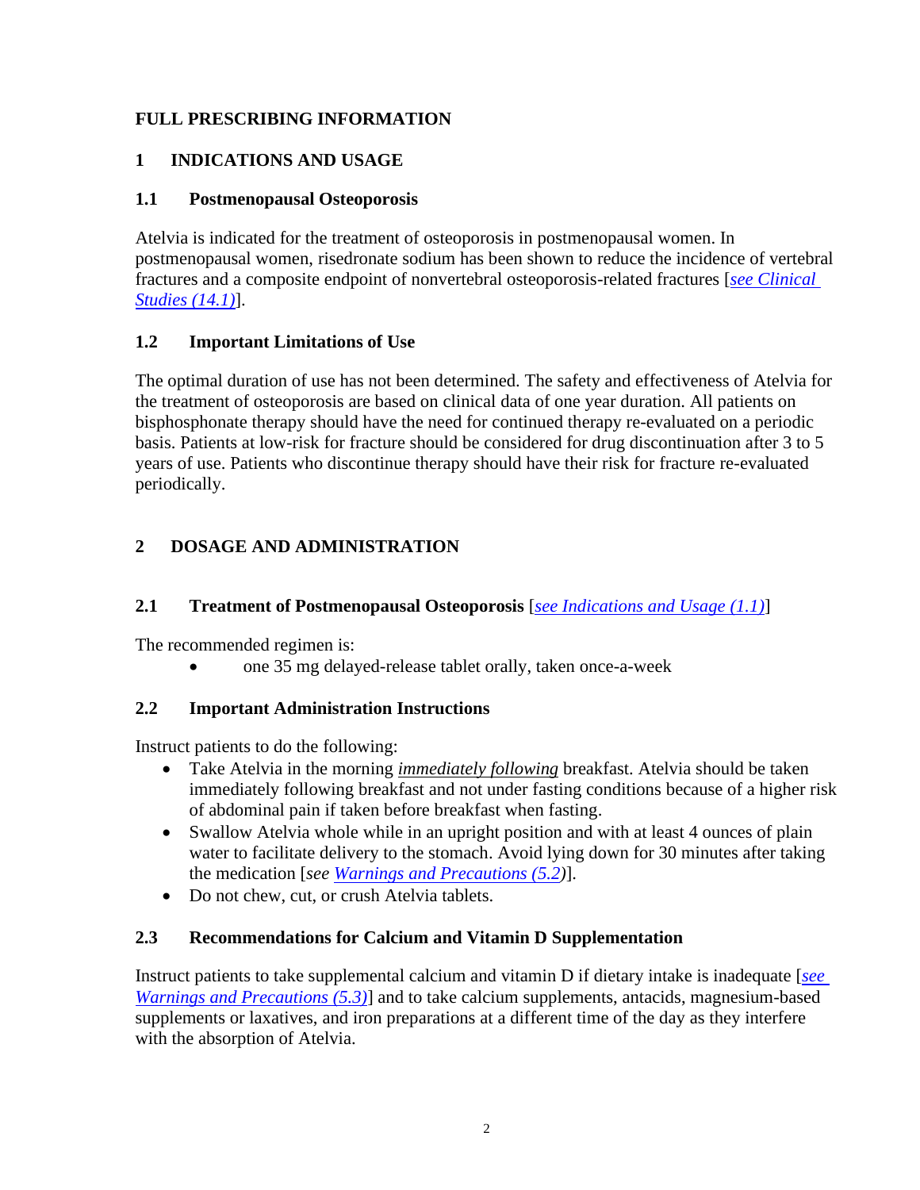# FULL PRESCRIBING INFORMATION

## 1 INDICATIONS AND USAGE

### 1.1 Postmenopausal Osteoporosis

Atelvia is indicated for the treatment of osteoporosis in postmenopausal women. In postmenopausal women, risedronate sodium has been shown to reduce the incidence of vertebral fractures and a composite endpoint of nonvertebral osteoporosis-related fractures [*see Clinical Studies (14.1)*].

### 1.2 Important Limitations of Use

The optimal duration of use has not been determined. The safety and effectiveness of Atelvia for the treatment of osteoporosis are based on clinical data of one year duration. All patients on bisphosphonate therapy should have the need for continued therapy re-evaluated on a periodic basis. Patients at low-risk for fracture should be considered for drug discontinuation after 3 to 5 years of use. Patients who discontinue therapy should have their risk for fracture re-evaluated periodically.

## 2 DOSAGE AND ADMINISTRATION

### 2.1 Treatment of Postmenopausal Osteoporosis [*see Indications and Usage (1.1)*]

The recommended regimen is:

- one 35 mg delayed-release tablet orally, taken once-a-week

### 2.2 Important Administration Instructions

Instruct patients to do the following:

- Take Atelvia in the morning *immediately following* breakfast. Atelvia should be taken immediately following breakfast and not under fasting conditions because of a higher risk of abdominal pain if taken before breakfast when fasting.
- Swallow Atelvia whole while in an upright position and with at least 4 ounces of plain water to facilitate delivery to the stomach. Avoid lying down for 30 minutes after taking the medication [*see Warnings and Precautions (5.2)*].
- Do not chew, cut, or crush Atelvia tablets.

### 2.3 Recommendations for Calcium and Vitamin D Supplementation

Instruct patients to take supplemental calcium and vitamin D if dietary intake is inadequate [*see Warnings and Precautions (5.3)*] and to take calcium supplements, antacids, magnesium-based supplements or laxatives, and iron preparations at a different time of the day as they interfere with the absorption of Atelvia.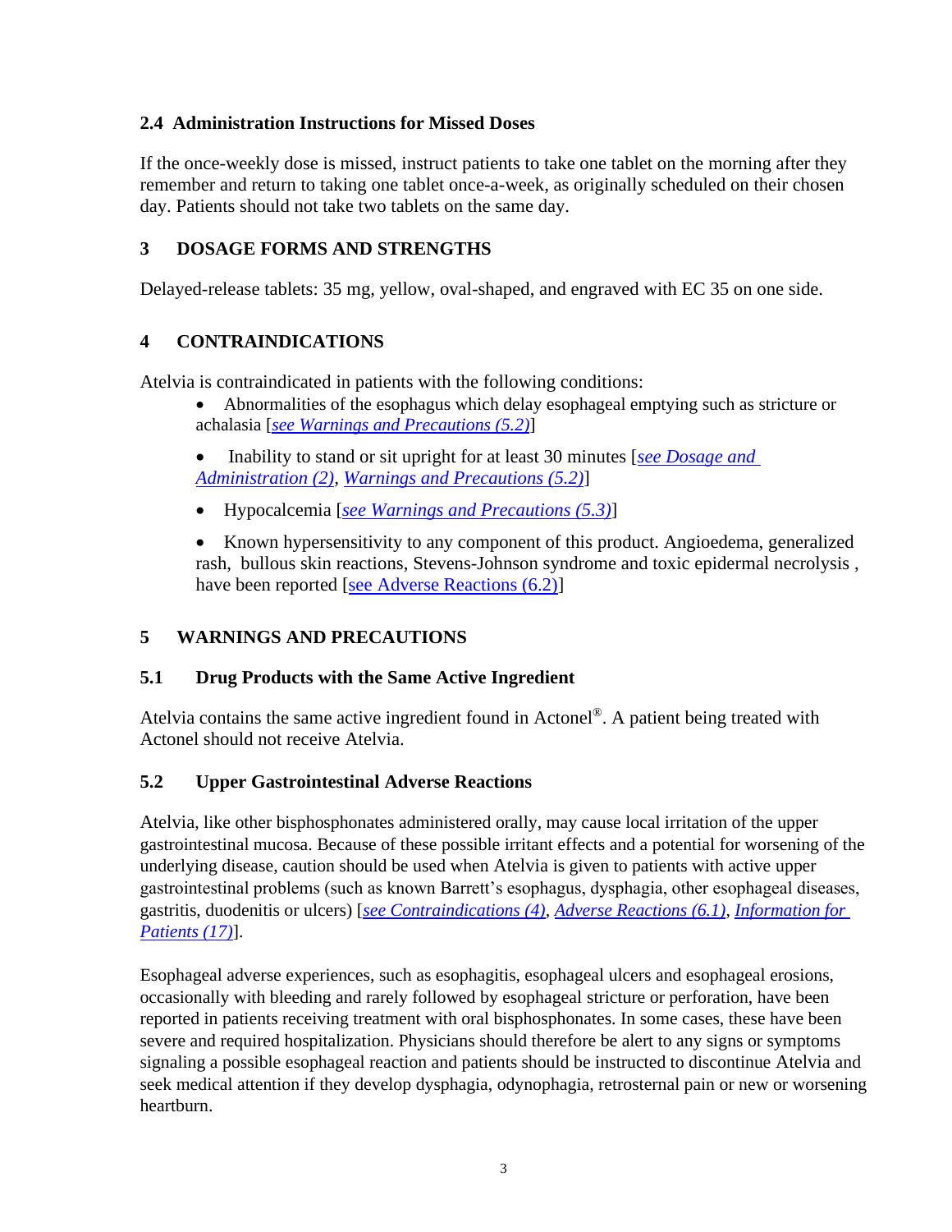### 2.4 Administration Instructions for Missed Doses

If the once-weekly dose is missed, instruct patients to take one tablet on the morning after they remember and return to taking one tablet once-a-week, as originally scheduled on their chosen day. Patients should not take two tablets on the same day.

## 3 DOSAGE FORMS AND STRENGTHS

Delayed-release tablets: 35 mg, yellow, oval-shaped, and engraved with EC 35 on one side.

## 4 CONTRAINDICATIONS

Atelvia is contraindicated in patients with the following conditions:

- Abnormalities of the esophagus which delay esophageal emptying such as stricture or achalasia [*see Warnings and Precautions (5.2)*]
- Inability to stand or sit upright for at least 30 minutes [*see Dosage and Administration (2)*, *Warnings and Precautions (5.2)*]
- Hypocalcemia [*see Warnings and Precautions (5.3)*]
- Known hypersensitivity to any component of this product. Angioedema, generalized rash, bullous skin reactions, Stevens-Johnson syndrome and toxic epidermal necrolysis , have been reported [see Adverse Reactions (6.2)]

## 5 WARNINGS AND PRECAUTIONS

### 5.1 Drug Products with the Same Active Ingredient

Atelvia contains the same active ingredient found in Actonel®. A patient being treated with Actonel should not receive Atelvia.

### 5.2 Upper Gastrointestinal Adverse Reactions

Atelvia, like other bisphosphonates administered orally, may cause local irritation of the upper gastrointestinal mucosa. Because of these possible irritant effects and a potential for worsening of the underlying disease, caution should be used when Atelvia is given to patients with active upper gastrointestinal problems (such as known Barrett's esophagus, dysphagia, other esophageal diseases, gastritis, duodenitis or ulcers) [*see Contraindications (4)*, *Adverse Reactions (6.1)*, *Information for Patients (17)*].

Esophageal adverse experiences, such as esophagitis, esophageal ulcers and esophageal erosions, occasionally with bleeding and rarely followed by esophageal stricture or perforation, have been reported in patients receiving treatment with oral bisphosphonates. In some cases, these have been severe and required hospitalization. Physicians should therefore be alert to any signs or symptoms signaling a possible esophageal reaction and patients should be instructed to discontinue Atelvia and seek medical attention if they develop dysphagia, odynophagia, retrosternal pain or new or worsening heartburn.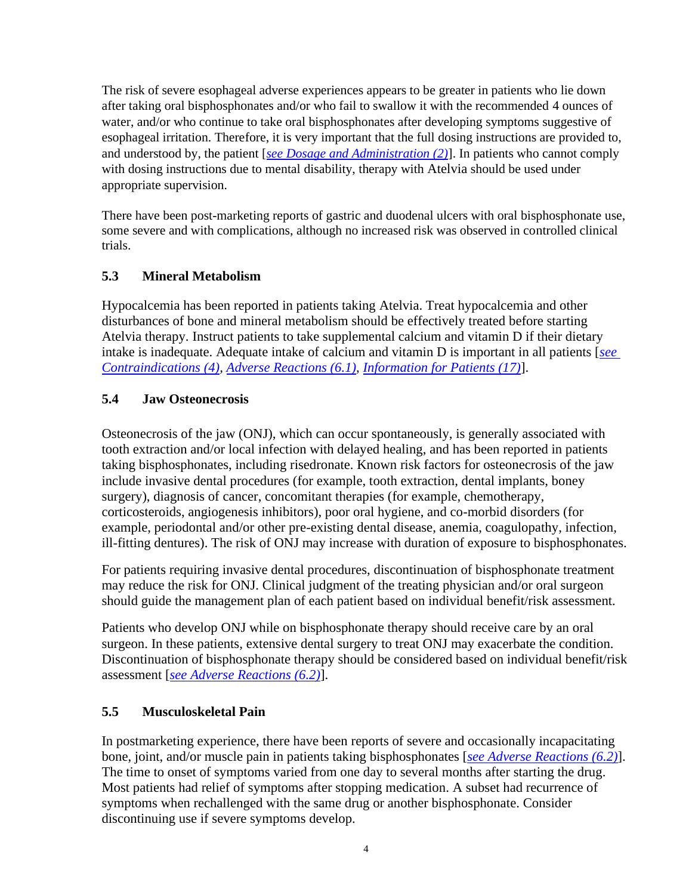The risk of severe esophageal adverse experiences appears to be greater in patients who lie down after taking oral bisphosphonates and/or who fail to swallow it with the recommended 4 ounces of water, and/or who continue to take oral bisphosphonates after developing symptoms suggestive of esophageal irritation. Therefore, it is very important that the full dosing instructions are provided to, and understood by, the patient [*see Dosage and Administration (2)*]. In patients who cannot comply with dosing instructions due to mental disability, therapy with Atelvia should be used under appropriate supervision.

There have been post-marketing reports of gastric and duodenal ulcers with oral bisphosphonate use, some severe and with complications, although no increased risk was observed in controlled clinical trials.

### 5.3 Mineral Metabolism

Hypocalcemia has been reported in patients taking Atelvia. Treat hypocalcemia and other disturbances of bone and mineral metabolism should be effectively treated before starting Atelvia therapy. Instruct patients to take supplemental calcium and vitamin D if their dietary intake is inadequate. Adequate intake of calcium and vitamin D is important in all patients [*see Contraindications (4)*, *Adverse Reactions (6.1)*, *Information for Patients (17)*].

### 5.4 Jaw Osteonecrosis

Osteonecrosis of the jaw (ONJ), which can occur spontaneously, is generally associated with tooth extraction and/or local infection with delayed healing, and has been reported in patients taking bisphosphonates, including risedronate. Known risk factors for osteonecrosis of the jaw include invasive dental procedures (for example, tooth extraction, dental implants, boney surgery), diagnosis of cancer, concomitant therapies (for example, chemotherapy, corticosteroids, angiogenesis inhibitors), poor oral hygiene, and co-morbid disorders (for example, periodontal and/or other pre-existing dental disease, anemia, coagulopathy, infection, ill-fitting dentures). The risk of ONJ may increase with duration of exposure to bisphosphonates.

For patients requiring invasive dental procedures, discontinuation of bisphosphonate treatment may reduce the risk for ONJ. Clinical judgment of the treating physician and/or oral surgeon should guide the management plan of each patient based on individual benefit/risk assessment.

Patients who develop ONJ while on bisphosphonate therapy should receive care by an oral surgeon. In these patients, extensive dental surgery to treat ONJ may exacerbate the condition. Discontinuation of bisphosphonate therapy should be considered based on individual benefit/risk assessment [*see Adverse Reactions (6.2)*].

### 5.5 Musculoskeletal Pain

In postmarketing experience, there have been reports of severe and occasionally incapacitating bone, joint, and/or muscle pain in patients taking bisphosphonates [*see Adverse Reactions (6.2)*]. The time to onset of symptoms varied from one day to several months after starting the drug. Most patients had relief of symptoms after stopping medication. A subset had recurrence of symptoms when rechallenged with the same drug or another bisphosphonate. Consider discontinuing use if severe symptoms develop.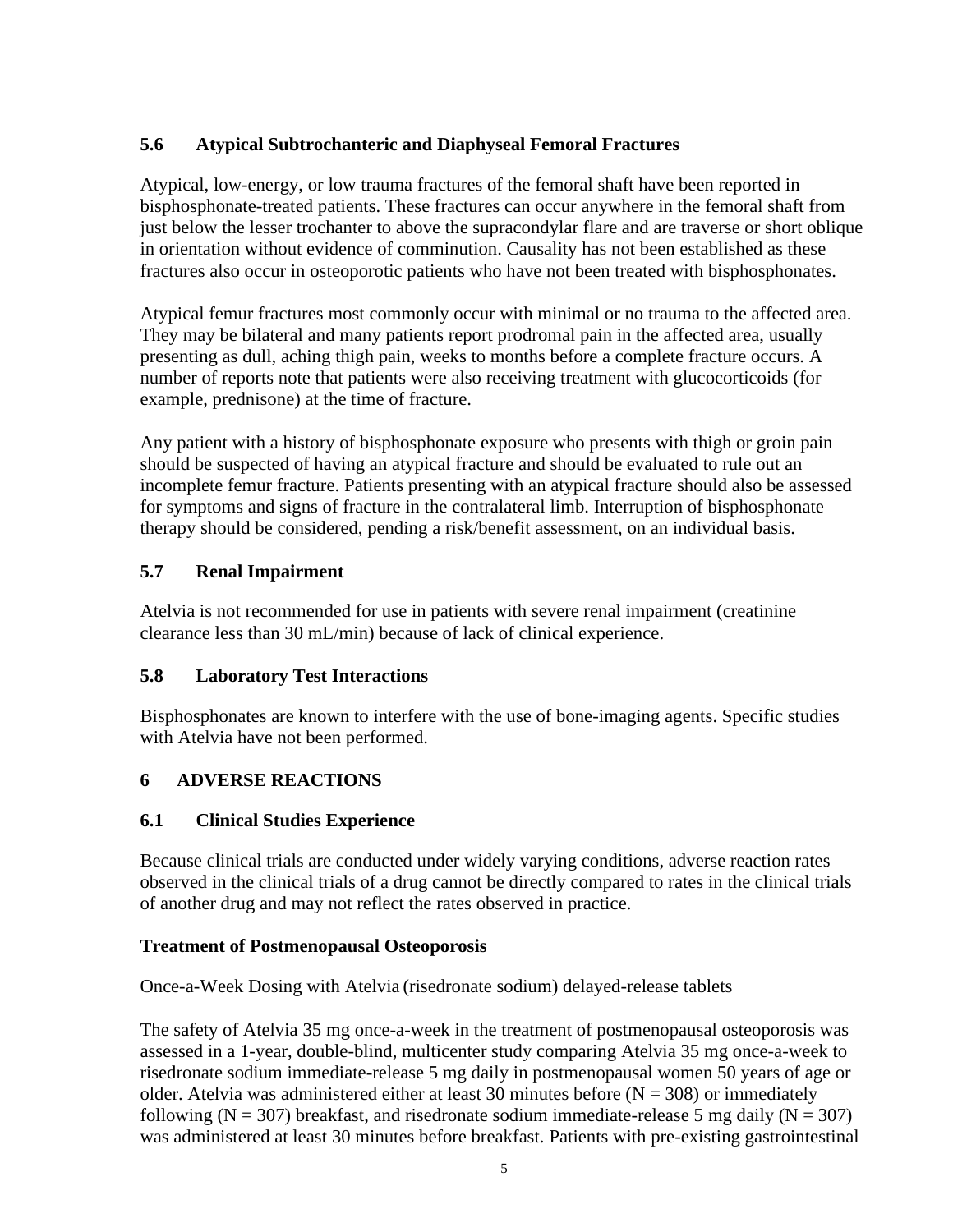### 5.6 Atypical Subtrochanteric and Diaphyseal Femoral Fractures

Atypical, low-energy, or low trauma fractures of the femoral shaft have been reported in bisphosphonate-treated patients. These fractures can occur anywhere in the femoral shaft from just below the lesser trochanter to above the supracondylar flare and are traverse or short oblique in orientation without evidence of comminution. Causality has not been established as these fractures also occur in osteoporotic patients who have not been treated with bisphosphonates.

Atypical femur fractures most commonly occur with minimal or no trauma to the affected area. They may be bilateral and many patients report prodromal pain in the affected area, usually presenting as dull, aching thigh pain, weeks to months before a complete fracture occurs. A number of reports note that patients were also receiving treatment with glucocorticoids (for example, prednisone) at the time of fracture.

Any patient with a history of bisphosphonate exposure who presents with thigh or groin pain should be suspected of having an atypical fracture and should be evaluated to rule out an incomplete femur fracture. Patients presenting with an atypical fracture should also be assessed for symptoms and signs of fracture in the contralateral limb. Interruption of bisphosphonate therapy should be considered, pending a risk/benefit assessment, on an individual basis.

### 5.7 Renal Impairment

Atelvia is not recommended for use in patients with severe renal impairment (creatinine clearance less than 30 mL/min) because of lack of clinical experience.

### 5.8 Laboratory Test Interactions

Bisphosphonates are known to interfere with the use of bone-imaging agents. Specific studies with Atelvia have not been performed.

## 6 ADVERSE REACTIONS

### 6.1 Clinical Studies Experience

Because clinical trials are conducted under widely varying conditions, adverse reaction rates observed in the clinical trials of a drug cannot be directly compared to rates in the clinical trials of another drug and may not reflect the rates observed in practice.

**Treatment of Postmenopausal Osteoporosis**

Once-a-Week Dosing with Atelvia (risedronate sodium) delayed-release tablets

The safety of Atelvia 35 mg once-a-week in the treatment of postmenopausal osteoporosis was assessed in a 1-year, double-blind, multicenter study comparing Atelvia 35 mg once-a-week to risedronate sodium immediate-release 5 mg daily in postmenopausal women 50 years of age or older. Atelvia was administered either at least 30 minutes before (N = 308) or immediately following (N = 307) breakfast, and risedronate sodium immediate-release 5 mg daily (N = 307) was administered at least 30 minutes before breakfast. Patients with pre-existing gastrointestinal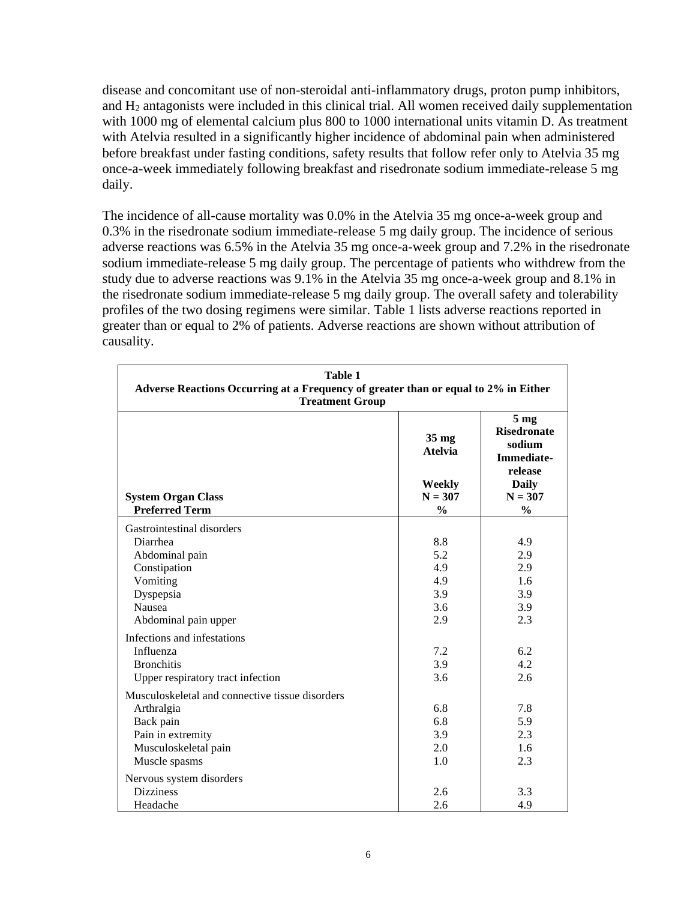disease and concomitant use of non-steroidal anti-inflammatory drugs, proton pump inhibitors, and $H_2$ antagonists were included in this clinical trial. All women received daily supplementation with 1000 mg of elemental calcium plus 800 to 1000 international units vitamin D. As treatment with Atelvia resulted in a significantly higher incidence of abdominal pain when administered before breakfast under fasting conditions, safety results that follow refer only to Atelvia 35 mg once-a-week immediately following breakfast and risedronate sodium immediate-release 5 mg daily.

The incidence of all-cause mortality was 0.0% in the Atelvia 35 mg once-a-week group and 0.3% in the risedronate sodium immediate-release 5 mg daily group. The incidence of serious adverse reactions was 6.5% in the Atelvia 35 mg once-a-week group and 7.2% in the risedronate sodium immediate-release 5 mg daily group. The percentage of patients who withdrew from the study due to adverse reactions was 9.1% in the Atelvia 35 mg once-a-week group and 8.1% in the risedronate sodium immediate-release 5 mg daily group. The overall safety and tolerability profiles of the two dosing regimens were similar. Table 1 lists adverse reactions reported in greater than or equal to 2% of patients. Adverse reactions are shown without attribution of causality.

**Table 1**
**Adverse Reactions Occurring at a Frequency of greater than or equal to 2% in Either Treatment Group**

| System Organ Class<br>Preferred Term | 35 mg Atelvia<br>Weekly<br>N = 307<br>% | 5 mg Risedronate sodium Immediate-release<br>Daily<br>N = 307<br>% |
|---|---|---|
| Gastrointestinal disorders | | |
| Diarrhea | 8.8 | 4.9 |
| Abdominal pain | 5.2 | 2.9 |
| Constipation | 4.9 | 2.9 |
| Vomiting | 4.9 | 1.6 |
| Dyspepsia | 3.9 | 3.9 |
| Nausea | 3.6 | 3.9 |
| Abdominal pain upper | 2.9 | 2.3 |
| Infections and infestations | | |
| Influenza | 7.2 | 6.2 |
| Bronchitis | 3.9 | 4.2 |
| Upper respiratory tract infection | 3.6 | 2.6 |
| Musculoskeletal and connective tissue disorders | | |
| Arthralgia | 6.8 | 7.8 |
| Back pain | 6.8 | 5.9 |
| Pain in extremity | 3.9 | 2.3 |
| Musculoskeletal pain | 2.0 | 1.6 |
| Muscle spasms | 1.0 | 2.3 |
| Nervous system disorders | | |
| Dizziness | 2.6 | 3.3 |
| Headache | 2.6 | 4.9 |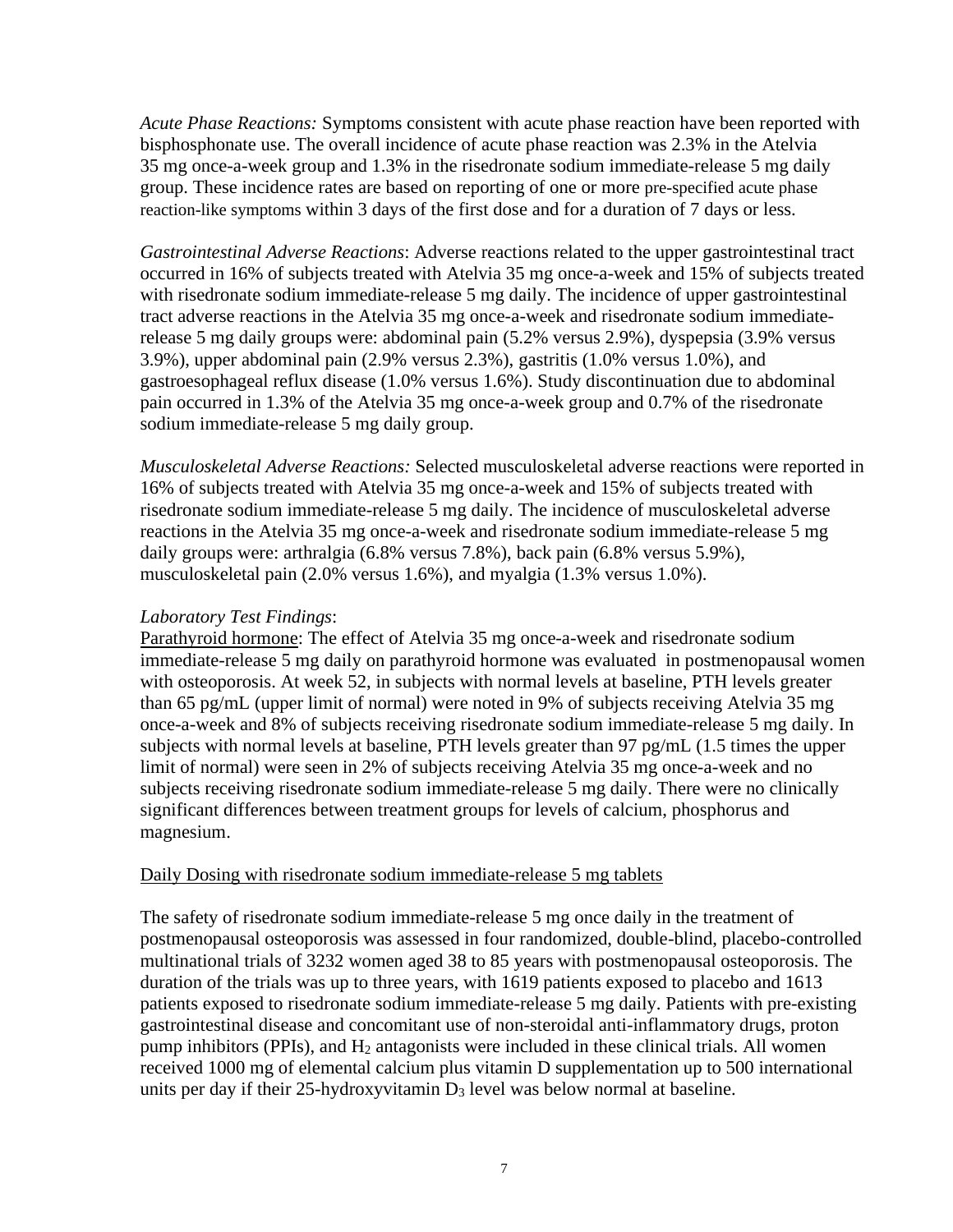*Acute Phase Reactions:* Symptoms consistent with acute phase reaction have been reported with bisphosphonate use. The overall incidence of acute phase reaction was 2.3% in the Atelvia 35 mg once-a-week group and 1.3% in the risedronate sodium immediate-release 5 mg daily group. These incidence rates are based on reporting of one or more pre-specified acute phase reaction-like symptoms within 3 days of the first dose and for a duration of 7 days or less.

*Gastrointestinal Adverse Reactions*: Adverse reactions related to the upper gastrointestinal tract occurred in 16% of subjects treated with Atelvia 35 mg once-a-week and 15% of subjects treated with risedronate sodium immediate-release 5 mg daily. The incidence of upper gastrointestinal tract adverse reactions in the Atelvia 35 mg once-a-week and risedronate sodium immediate-release 5 mg daily groups were: abdominal pain (5.2% versus 2.9%), dyspepsia (3.9% versus 3.9%), upper abdominal pain (2.9% versus 2.3%), gastritis (1.0% versus 1.0%), and gastroesophageal reflux disease (1.0% versus 1.6%). Study discontinuation due to abdominal pain occurred in 1.3% of the Atelvia 35 mg once-a-week group and 0.7% of the risedronate sodium immediate-release 5 mg daily group.

*Musculoskeletal Adverse Reactions:* Selected musculoskeletal adverse reactions were reported in 16% of subjects treated with Atelvia 35 mg once-a-week and 15% of subjects treated with risedronate sodium immediate-release 5 mg daily. The incidence of musculoskeletal adverse reactions in the Atelvia 35 mg once-a-week and risedronate sodium immediate-release 5 mg daily groups were: arthralgia (6.8% versus 7.8%), back pain (6.8% versus 5.9%), musculoskeletal pain (2.0% versus 1.6%), and myalgia (1.3% versus 1.0%).

*Laboratory Test Findings*:

Parathyroid hormone: The effect of Atelvia 35 mg once-a-week and risedronate sodium immediate-release 5 mg daily on parathyroid hormone was evaluated in postmenopausal women with osteoporosis. At week 52, in subjects with normal levels at baseline, PTH levels greater than 65 pg/mL (upper limit of normal) were noted in 9% of subjects receiving Atelvia 35 mg once-a-week and 8% of subjects receiving risedronate sodium immediate-release 5 mg daily. In subjects with normal levels at baseline, PTH levels greater than 97 pg/mL (1.5 times the upper limit of normal) were seen in 2% of subjects receiving Atelvia 35 mg once-a-week and no subjects receiving risedronate sodium immediate-release 5 mg daily. There were no clinically significant differences between treatment groups for levels of calcium, phosphorus and magnesium.

Daily Dosing with risedronate sodium immediate-release 5 mg tablets

The safety of risedronate sodium immediate-release 5 mg once daily in the treatment of postmenopausal osteoporosis was assessed in four randomized, double-blind, placebo-controlled multinational trials of 3232 women aged 38 to 85 years with postmenopausal osteoporosis. The duration of the trials was up to three years, with 1619 patients exposed to placebo and 1613 patients exposed to risedronate sodium immediate-release 5 mg daily. Patients with pre-existing gastrointestinal disease and concomitant use of non-steroidal anti-inflammatory drugs, proton pump inhibitors (PPIs), and $H_2$ antagonists were included in these clinical trials. All women received 1000 mg of elemental calcium plus vitamin D supplementation up to 500 international units per day if their 25-hydroxyvitamin $D_3$ level was below normal at baseline.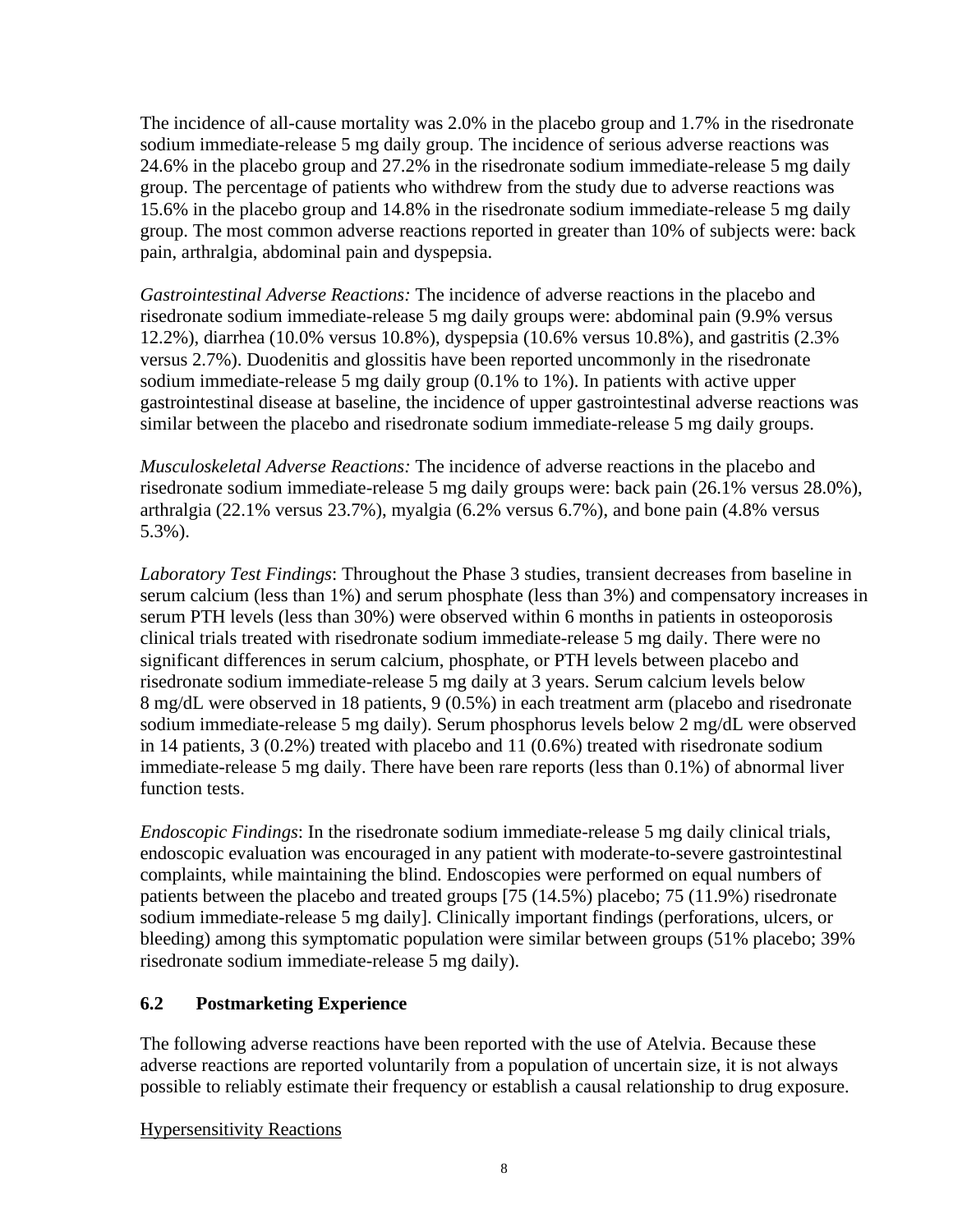The incidence of all-cause mortality was 2.0% in the placebo group and 1.7% in the risedronate sodium immediate-release 5 mg daily group. The incidence of serious adverse reactions was 24.6% in the placebo group and 27.2% in the risedronate sodium immediate-release 5 mg daily group. The percentage of patients who withdrew from the study due to adverse reactions was 15.6% in the placebo group and 14.8% in the risedronate sodium immediate-release 5 mg daily group. The most common adverse reactions reported in greater than 10% of subjects were: back pain, arthralgia, abdominal pain and dyspepsia.

*Gastrointestinal Adverse Reactions:* The incidence of adverse reactions in the placebo and risedronate sodium immediate-release 5 mg daily groups were: abdominal pain (9.9% versus 12.2%), diarrhea (10.0% versus 10.8%), dyspepsia (10.6% versus 10.8%), and gastritis (2.3% versus 2.7%). Duodenitis and glossitis have been reported uncommonly in the risedronate sodium immediate-release 5 mg daily group (0.1% to 1%). In patients with active upper gastrointestinal disease at baseline, the incidence of upper gastrointestinal adverse reactions was similar between the placebo and risedronate sodium immediate-release 5 mg daily groups.

*Musculoskeletal Adverse Reactions:* The incidence of adverse reactions in the placebo and risedronate sodium immediate-release 5 mg daily groups were: back pain (26.1% versus 28.0%), arthralgia (22.1% versus 23.7%), myalgia (6.2% versus 6.7%), and bone pain (4.8% versus 5.3%).

*Laboratory Test Findings*: Throughout the Phase 3 studies, transient decreases from baseline in serum calcium (less than 1%) and serum phosphate (less than 3%) and compensatory increases in serum PTH levels (less than 30%) were observed within 6 months in patients in osteoporosis clinical trials treated with risedronate sodium immediate-release 5 mg daily. There were no significant differences in serum calcium, phosphate, or PTH levels between placebo and risedronate sodium immediate-release 5 mg daily at 3 years. Serum calcium levels below 8 mg/dL were observed in 18 patients, 9 (0.5%) in each treatment arm (placebo and risedronate sodium immediate-release 5 mg daily). Serum phosphorus levels below 2 mg/dL were observed in 14 patients, 3 (0.2%) treated with placebo and 11 (0.6%) treated with risedronate sodium immediate-release 5 mg daily. There have been rare reports (less than 0.1%) of abnormal liver function tests.

*Endoscopic Findings*: In the risedronate sodium immediate-release 5 mg daily clinical trials, endoscopic evaluation was encouraged in any patient with moderate-to-severe gastrointestinal complaints, while maintaining the blind. Endoscopies were performed on equal numbers of patients between the placebo and treated groups [75 (14.5%) placebo; 75 (11.9%) risedronate sodium immediate-release 5 mg daily]. Clinically important findings (perforations, ulcers, or bleeding) among this symptomatic population were similar between groups (51% placebo; 39% risedronate sodium immediate-release 5 mg daily).

### 6.2 Postmarketing Experience

The following adverse reactions have been reported with the use of Atelvia. Because these adverse reactions are reported voluntarily from a population of uncertain size, it is not always possible to reliably estimate their frequency or establish a causal relationship to drug exposure.

<u>Hypersensitivity Reactions</u>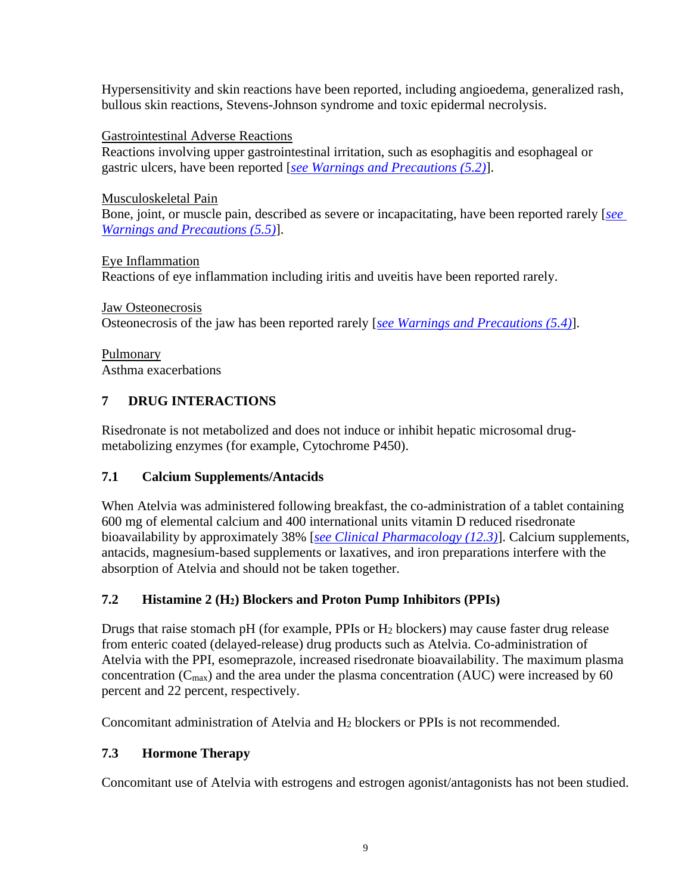Hypersensitivity and skin reactions have been reported, including angioedema, generalized rash, bullous skin reactions, Stevens-Johnson syndrome and toxic epidermal necrolysis.

Gastrointestinal Adverse Reactions
Reactions involving upper gastrointestinal irritation, such as esophagitis and esophageal or gastric ulcers, have been reported [*see Warnings and Precautions (5.2)*].

Musculoskeletal Pain
Bone, joint, or muscle pain, described as severe or incapacitating, have been reported rarely [*see Warnings and Precautions (5.5)*].

Eye Inflammation
Reactions of eye inflammation including iritis and uveitis have been reported rarely.

Jaw Osteonecrosis
Osteonecrosis of the jaw has been reported rarely [*see Warnings and Precautions (5.4)*].

Pulmonary
Asthma exacerbations

## 7 DRUG INTERACTIONS

Risedronate is not metabolized and does not induce or inhibit hepatic microsomal drug-metabolizing enzymes (for example, Cytochrome P450).

### 7.1 Calcium Supplements/Antacids

When Atelvia was administered following breakfast, the co-administration of a tablet containing 600 mg of elemental calcium and 400 international units vitamin D reduced risedronate bioavailability by approximately 38% [*see Clinical Pharmacology (12.3)*]. Calcium supplements, antacids, magnesium-based supplements or laxatives, and iron preparations interfere with the absorption of Atelvia and should not be taken together.

### 7.2 Histamine 2 ($H_2$) Blockers and Proton Pump Inhibitors (PPIs)

Drugs that raise stomach pH (for example, PPIs or $H_2$ blockers) may cause faster drug release from enteric coated (delayed-release) drug products such as Atelvia. Co-administration of Atelvia with the PPI, esomeprazole, increased risedronate bioavailability. The maximum plasma concentration ($C_{max}$) and the area under the plasma concentration (AUC) were increased by 60 percent and 22 percent, respectively.

Concomitant administration of Atelvia and $H_2$ blockers or PPIs is not recommended.

### 7.3 Hormone Therapy

Concomitant use of Atelvia with estrogens and estrogen agonist/antagonists has not been studied.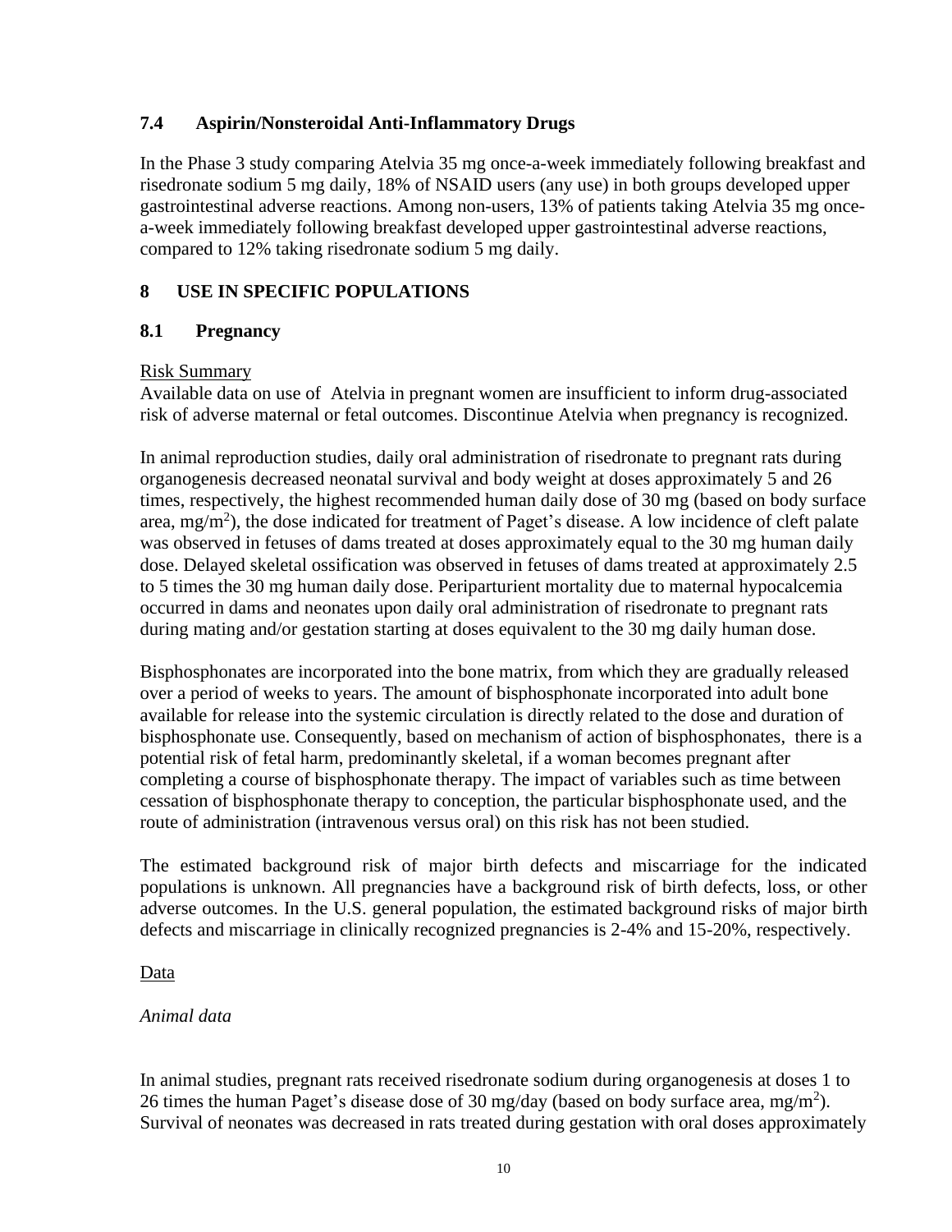### 7.4 Aspirin/Nonsteroidal Anti-Inflammatory Drugs

In the Phase 3 study comparing Atelvia 35 mg once-a-week immediately following breakfast and risedronate sodium 5 mg daily, 18% of NSAID users (any use) in both groups developed upper gastrointestinal adverse reactions. Among non-users, 13% of patients taking Atelvia 35 mg once-a-week immediately following breakfast developed upper gastrointestinal adverse reactions, compared to 12% taking risedronate sodium 5 mg daily.

## 8 USE IN SPECIFIC POPULATIONS

### 8.1 Pregnancy

Risk Summary

Available data on use of Atelvia in pregnant women are insufficient to inform drug-associated risk of adverse maternal or fetal outcomes. Discontinue Atelvia when pregnancy is recognized.

In animal reproduction studies, daily oral administration of risedronate to pregnant rats during organogenesis decreased neonatal survival and body weight at doses approximately 5 and 26 times, respectively, the highest recommended human daily dose of 30 mg (based on body surface area, $mg/m^2$), the dose indicated for treatment of Paget's disease. A low incidence of cleft palate was observed in fetuses of dams treated at doses approximately equal to the 30 mg human daily dose. Delayed skeletal ossification was observed in fetuses of dams treated at approximately 2.5 to 5 times the 30 mg human daily dose. Periparturient mortality due to maternal hypocalcemia occurred in dams and neonates upon daily oral administration of risedronate to pregnant rats during mating and/or gestation starting at doses equivalent to the 30 mg daily human dose.

Bisphosphonates are incorporated into the bone matrix, from which they are gradually released over a period of weeks to years. The amount of bisphosphonate incorporated into adult bone available for release into the systemic circulation is directly related to the dose and duration of bisphosphonate use. Consequently, based on mechanism of action of bisphosphonates, there is a potential risk of fetal harm, predominantly skeletal, if a woman becomes pregnant after completing a course of bisphosphonate therapy. The impact of variables such as time between cessation of bisphosphonate therapy to conception, the particular bisphosphonate used, and the route of administration (intravenous versus oral) on this risk has not been studied.

The estimated background risk of major birth defects and miscarriage for the indicated populations is unknown. All pregnancies have a background risk of birth defects, loss, or other adverse outcomes. In the U.S. general population, the estimated background risks of major birth defects and miscarriage in clinically recognized pregnancies is 2-4% and 15-20%, respectively.

Data

*Animal data*

In animal studies, pregnant rats received risedronate sodium during organogenesis at doses 1 to 26 times the human Paget's disease dose of 30 mg/day (based on body surface area, $mg/m^2$). Survival of neonates was decreased in rats treated during gestation with oral doses approximately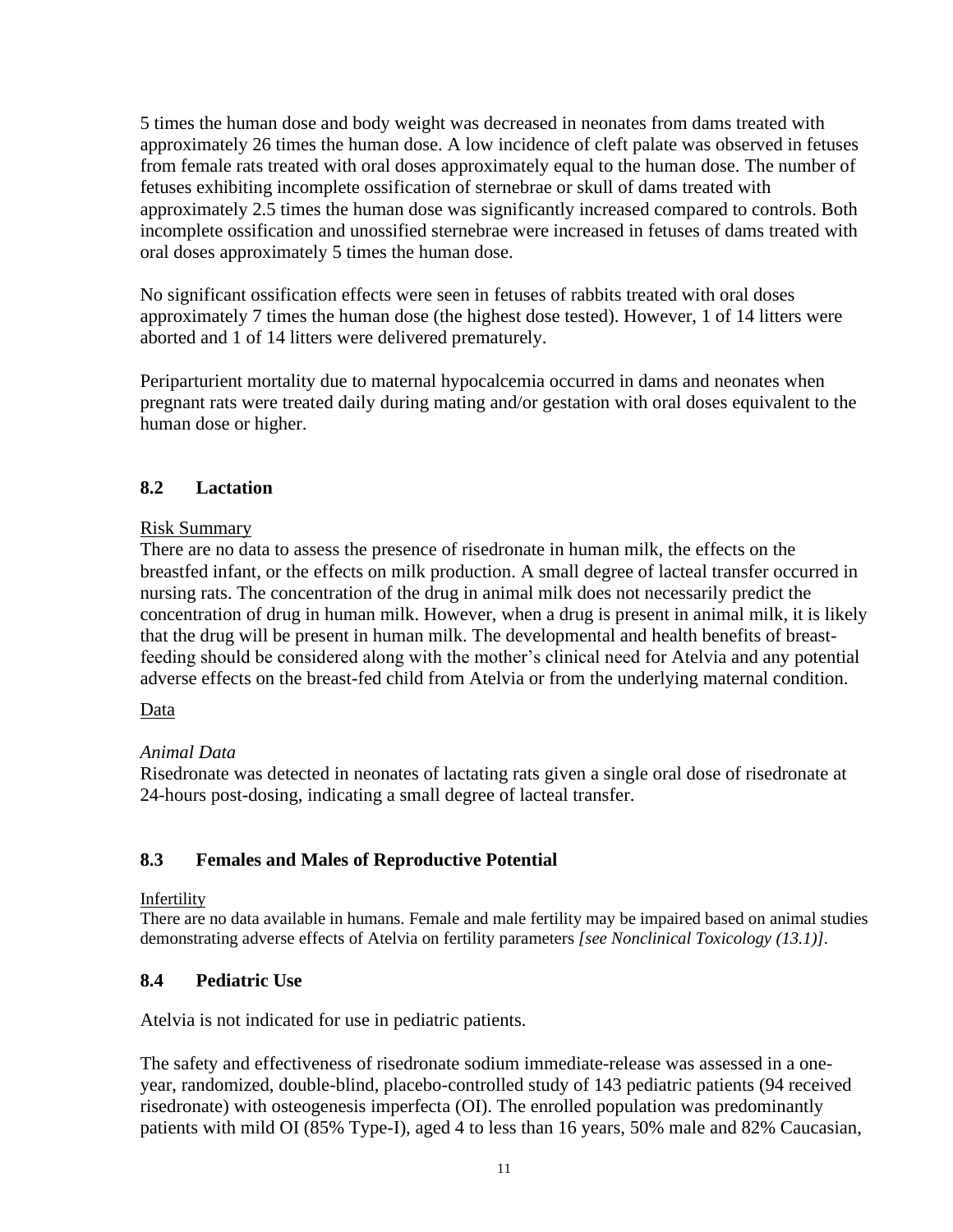5 times the human dose and body weight was decreased in neonates from dams treated with approximately 26 times the human dose. A low incidence of cleft palate was observed in fetuses from female rats treated with oral doses approximately equal to the human dose. The number of fetuses exhibiting incomplete ossification of sternebrae or skull of dams treated with approximately 2.5 times the human dose was significantly increased compared to controls. Both incomplete ossification and unossified sternebrae were increased in fetuses of dams treated with oral doses approximately 5 times the human dose.

No significant ossification effects were seen in fetuses of rabbits treated with oral doses approximately 7 times the human dose (the highest dose tested). However, 1 of 14 litters were aborted and 1 of 14 litters were delivered prematurely.

Periparturient mortality due to maternal hypocalcemia occurred in dams and neonates when pregnant rats were treated daily during mating and/or gestation with oral doses equivalent to the human dose or higher.

## 8.2 Lactation

Risk Summary

There are no data to assess the presence of risedronate in human milk, the effects on the breastfed infant, or the effects on milk production. A small degree of lacteal transfer occurred in nursing rats. The concentration of the drug in animal milk does not necessarily predict the concentration of drug in human milk. However, when a drug is present in animal milk, it is likely that the drug will be present in human milk. The developmental and health benefits of breast-feeding should be considered along with the mother's clinical need for Atelvia and any potential adverse effects on the breast-fed child from Atelvia or from the underlying maternal condition.

Data

*Animal Data*

Risedronate was detected in neonates of lactating rats given a single oral dose of risedronate at 24-hours post-dosing, indicating a small degree of lacteal transfer.

## 8.3 Females and Males of Reproductive Potential

Infertility

There are no data available in humans. Female and male fertility may be impaired based on animal studies demonstrating adverse effects of Atelvia on fertility parameters *[see Nonclinical Toxicology (13.1)]*.

## 8.4 Pediatric Use

Atelvia is not indicated for use in pediatric patients.

The safety and effectiveness of risedronate sodium immediate-release was assessed in a one-year, randomized, double-blind, placebo-controlled study of 143 pediatric patients (94 received risedronate) with osteogenesis imperfecta (OI). The enrolled population was predominantly patients with mild OI (85% Type-I), aged 4 to less than 16 years, 50% male and 82% Caucasian,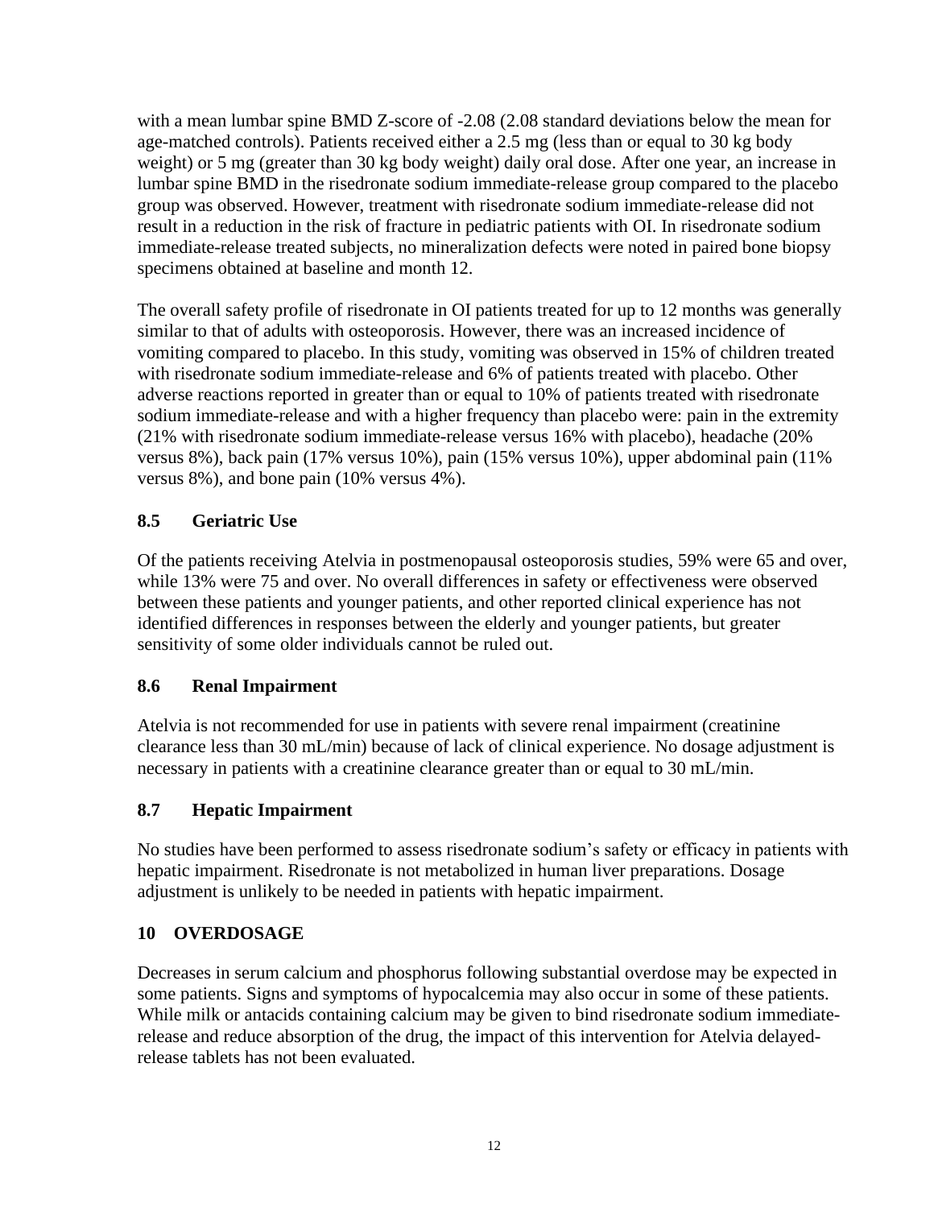with a mean lumbar spine BMD Z-score of -2.08 (2.08 standard deviations below the mean for age-matched controls). Patients received either a 2.5 mg (less than or equal to 30 kg body weight) or 5 mg (greater than 30 kg body weight) daily oral dose. After one year, an increase in lumbar spine BMD in the risedronate sodium immediate-release group compared to the placebo group was observed. However, treatment with risedronate sodium immediate-release did not result in a reduction in the risk of fracture in pediatric patients with OI. In risedronate sodium immediate-release treated subjects, no mineralization defects were noted in paired bone biopsy specimens obtained at baseline and month 12.

The overall safety profile of risedronate in OI patients treated for up to 12 months was generally similar to that of adults with osteoporosis. However, there was an increased incidence of vomiting compared to placebo. In this study, vomiting was observed in 15% of children treated with risedronate sodium immediate-release and 6% of patients treated with placebo. Other adverse reactions reported in greater than or equal to 10% of patients treated with risedronate sodium immediate-release and with a higher frequency than placebo were: pain in the extremity (21% with risedronate sodium immediate-release versus 16% with placebo), headache (20% versus 8%), back pain (17% versus 10%), pain (15% versus 10%), upper abdominal pain (11% versus 8%), and bone pain (10% versus 4%).

### 8.5 Geriatric Use

Of the patients receiving Atelvia in postmenopausal osteoporosis studies, 59% were 65 and over, while 13% were 75 and over. No overall differences in safety or effectiveness were observed between these patients and younger patients, and other reported clinical experience has not identified differences in responses between the elderly and younger patients, but greater sensitivity of some older individuals cannot be ruled out.

### 8.6 Renal Impairment

Atelvia is not recommended for use in patients with severe renal impairment (creatinine clearance less than 30 mL/min) because of lack of clinical experience. No dosage adjustment is necessary in patients with a creatinine clearance greater than or equal to 30 mL/min.

### 8.7 Hepatic Impairment

No studies have been performed to assess risedronate sodium's safety or efficacy in patients with hepatic impairment. Risedronate is not metabolized in human liver preparations. Dosage adjustment is unlikely to be needed in patients with hepatic impairment.

## 10 OVERDOSAGE

Decreases in serum calcium and phosphorus following substantial overdose may be expected in some patients. Signs and symptoms of hypocalcemia may also occur in some of these patients. While milk or antacids containing calcium may be given to bind risedronate sodium immediate-release and reduce absorption of the drug, the impact of this intervention for Atelvia delayed-release tablets has not been evaluated.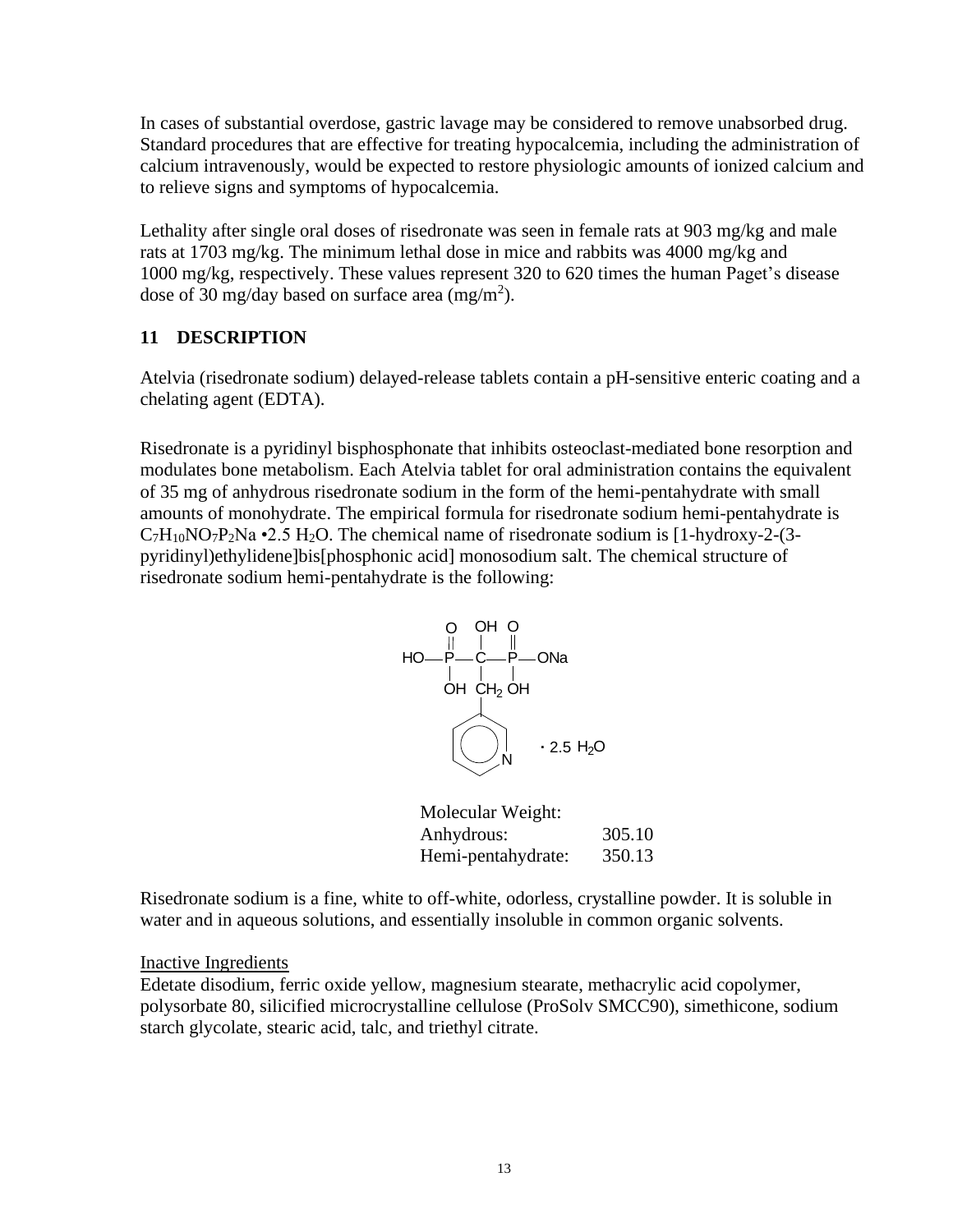In cases of substantial overdose, gastric lavage may be considered to remove unabsorbed drug. Standard procedures that are effective for treating hypocalcemia, including the administration of calcium intravenously, would be expected to restore physiologic amounts of ionized calcium and to relieve signs and symptoms of hypocalcemia.

Lethality after single oral doses of risedronate was seen in female rats at 903 mg/kg and male rats at 1703 mg/kg. The minimum lethal dose in mice and rabbits was 4000 mg/kg and 1000 mg/kg, respectively. These values represent 320 to 620 times the human Paget's disease dose of 30 mg/day based on surface area ($mg/m^2$).

## 11 DESCRIPTION

Atelvia (risedronate sodium) delayed-release tablets contain a pH-sensitive enteric coating and a chelating agent (EDTA).

Risedronate is a pyridinyl bisphosphonate that inhibits osteoclast-mediated bone resorption and modulates bone metabolism. Each Atelvia tablet for oral administration contains the equivalent of 35 mg of anhydrous risedronate sodium in the form of the hemi-pentahydrate with small amounts of monohydrate. The empirical formula for risedronate sodium hemi-pentahydrate is $C_7H_{10}NO_7P_2Na \cdot 2.5\ H_2O$. The chemical name of risedronate sodium is [1-hydroxy-2-(3-pyridinyl)ethylidene]bis[phosphonic acid] monosodium salt. The chemical structure of risedronate sodium hemi-pentahydrate is the following:

$\cdot$ 2.5 $H_2O$

| Molecular Weight: | |
|---|---|
| Anhydrous: | 305.10 |
| Hemi-pentahydrate: | 350.13 |

Risedronate sodium is a fine, white to off-white, odorless, crystalline powder. It is soluble in water and in aqueous solutions, and essentially insoluble in common organic solvents.

Inactive Ingredients

Edetate disodium, ferric oxide yellow, magnesium stearate, methacrylic acid copolymer, polysorbate 80, silicified microcrystalline cellulose (ProSolv SMCC90), simethicone, sodium starch glycolate, stearic acid, talc, and triethyl citrate.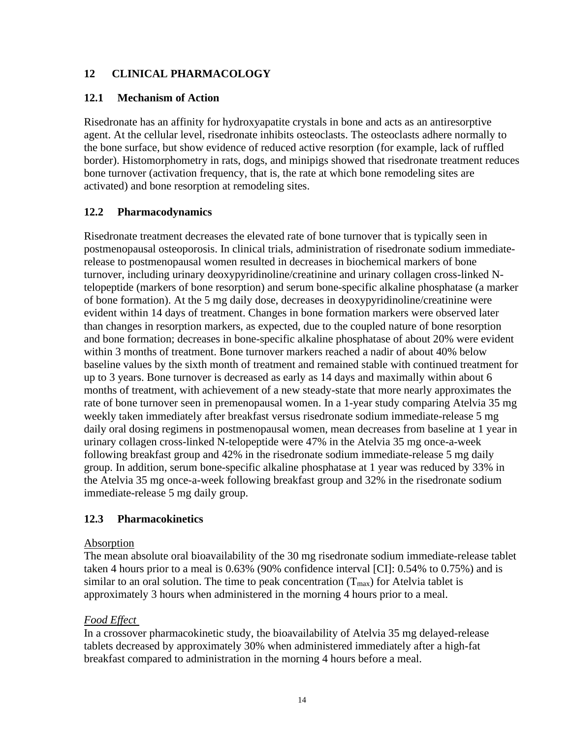## 12 CLINICAL PHARMACOLOGY

### 12.1 Mechanism of Action

Risedronate has an affinity for hydroxyapatite crystals in bone and acts as an antiresorptive agent. At the cellular level, risedronate inhibits osteoclasts. The osteoclasts adhere normally to the bone surface, but show evidence of reduced active resorption (for example, lack of ruffled border). Histomorphometry in rats, dogs, and minipigs showed that risedronate treatment reduces bone turnover (activation frequency, that is, the rate at which bone remodeling sites are activated) and bone resorption at remodeling sites.

### 12.2 Pharmacodynamics

Risedronate treatment decreases the elevated rate of bone turnover that is typically seen in postmenopausal osteoporosis. In clinical trials, administration of risedronate sodium immediate-release to postmenopausal women resulted in decreases in biochemical markers of bone turnover, including urinary deoxypyridinoline/creatinine and urinary collagen cross-linked N-telopeptide (markers of bone resorption) and serum bone-specific alkaline phosphatase (a marker of bone formation). At the 5 mg daily dose, decreases in deoxypyridinoline/creatinine were evident within 14 days of treatment. Changes in bone formation markers were observed later than changes in resorption markers, as expected, due to the coupled nature of bone resorption and bone formation; decreases in bone-specific alkaline phosphatase of about 20% were evident within 3 months of treatment. Bone turnover markers reached a nadir of about 40% below baseline values by the sixth month of treatment and remained stable with continued treatment for up to 3 years. Bone turnover is decreased as early as 14 days and maximally within about 6 months of treatment, with achievement of a new steady-state that more nearly approximates the rate of bone turnover seen in premenopausal women. In a 1-year study comparing Atelvia 35 mg weekly taken immediately after breakfast versus risedronate sodium immediate-release 5 mg daily oral dosing regimens in postmenopausal women, mean decreases from baseline at 1 year in urinary collagen cross-linked N-telopeptide were 47% in the Atelvia 35 mg once-a-week following breakfast group and 42% in the risedronate sodium immediate-release 5 mg daily group. In addition, serum bone-specific alkaline phosphatase at 1 year was reduced by 33% in the Atelvia 35 mg once-a-week following breakfast group and 32% in the risedronate sodium immediate-release 5 mg daily group.

### 12.3 Pharmacokinetics

Absorption

The mean absolute oral bioavailability of the 30 mg risedronate sodium immediate-release tablet taken 4 hours prior to a meal is 0.63% (90% confidence interval [CI]: 0.54% to 0.75%) and is similar to an oral solution. The time to peak concentration ($T_{max}$) for Atelvia tablet is approximately 3 hours when administered in the morning 4 hours prior to a meal.

*Food Effect*

In a crossover pharmacokinetic study, the bioavailability of Atelvia 35 mg delayed-release tablets decreased by approximately 30% when administered immediately after a high-fat breakfast compared to administration in the morning 4 hours before a meal.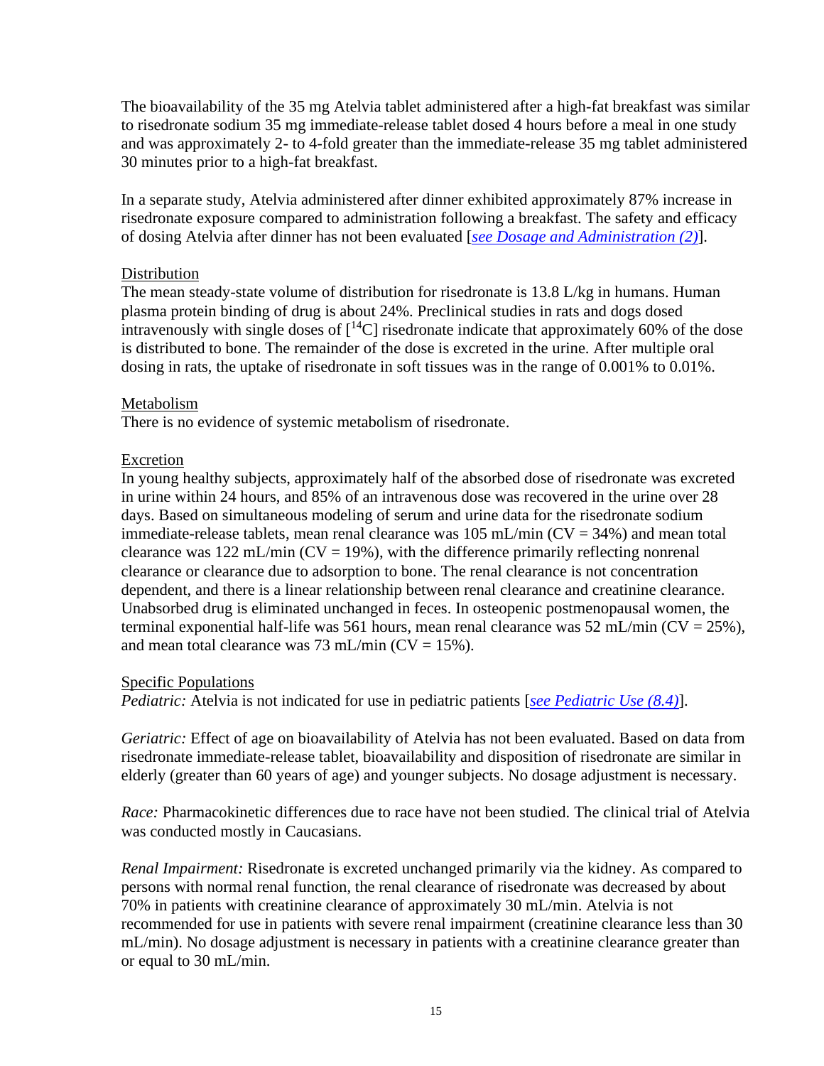The bioavailability of the 35 mg Atelvia tablet administered after a high-fat breakfast was similar to risedronate sodium 35 mg immediate-release tablet dosed 4 hours before a meal in one study and was approximately 2- to 4-fold greater than the immediate-release 35 mg tablet administered 30 minutes prior to a high-fat breakfast.

In a separate study, Atelvia administered after dinner exhibited approximately 87% increase in risedronate exposure compared to administration following a breakfast. The safety and efficacy of dosing Atelvia after dinner has not been evaluated [*see Dosage and Administration (2)*].

<u>Distribution</u>
The mean steady-state volume of distribution for risedronate is 13.8 L/kg in humans. Human plasma protein binding of drug is about 24%. Preclinical studies in rats and dogs dosed intravenously with single doses of [$^{14}$C] risedronate indicate that approximately 60% of the dose is distributed to bone. The remainder of the dose is excreted in the urine. After multiple oral dosing in rats, the uptake of risedronate in soft tissues was in the range of 0.001% to 0.01%.

<u>Metabolism</u>
There is no evidence of systemic metabolism of risedronate.

<u>Excretion</u>
In young healthy subjects, approximately half of the absorbed dose of risedronate was excreted in urine within 24 hours, and 85% of an intravenous dose was recovered in the urine over 28 days. Based on simultaneous modeling of serum and urine data for the risedronate sodium immediate-release tablets, mean renal clearance was 105 mL/min (CV = 34%) and mean total clearance was 122 mL/min (CV = 19%), with the difference primarily reflecting nonrenal clearance or clearance due to adsorption to bone. The renal clearance is not concentration dependent, and there is a linear relationship between renal clearance and creatinine clearance. Unabsorbed drug is eliminated unchanged in feces. In osteopenic postmenopausal women, the terminal exponential half-life was 561 hours, mean renal clearance was 52 mL/min (CV = 25%), and mean total clearance was 73 mL/min (CV = 15%).

<u>Specific Populations</u>
*Pediatric:* Atelvia is not indicated for use in pediatric patients [*see Pediatric Use (8.4)*].

*Geriatric:* Effect of age on bioavailability of Atelvia has not been evaluated. Based on data from risedronate immediate-release tablet, bioavailability and disposition of risedronate are similar in elderly (greater than 60 years of age) and younger subjects. No dosage adjustment is necessary.

*Race:* Pharmacokinetic differences due to race have not been studied. The clinical trial of Atelvia was conducted mostly in Caucasians.

*Renal Impairment:* Risedronate is excreted unchanged primarily via the kidney. As compared to persons with normal renal function, the renal clearance of risedronate was decreased by about 70% in patients with creatinine clearance of approximately 30 mL/min. Atelvia is not recommended for use in patients with severe renal impairment (creatinine clearance less than 30 mL/min). No dosage adjustment is necessary in patients with a creatinine clearance greater than or equal to 30 mL/min.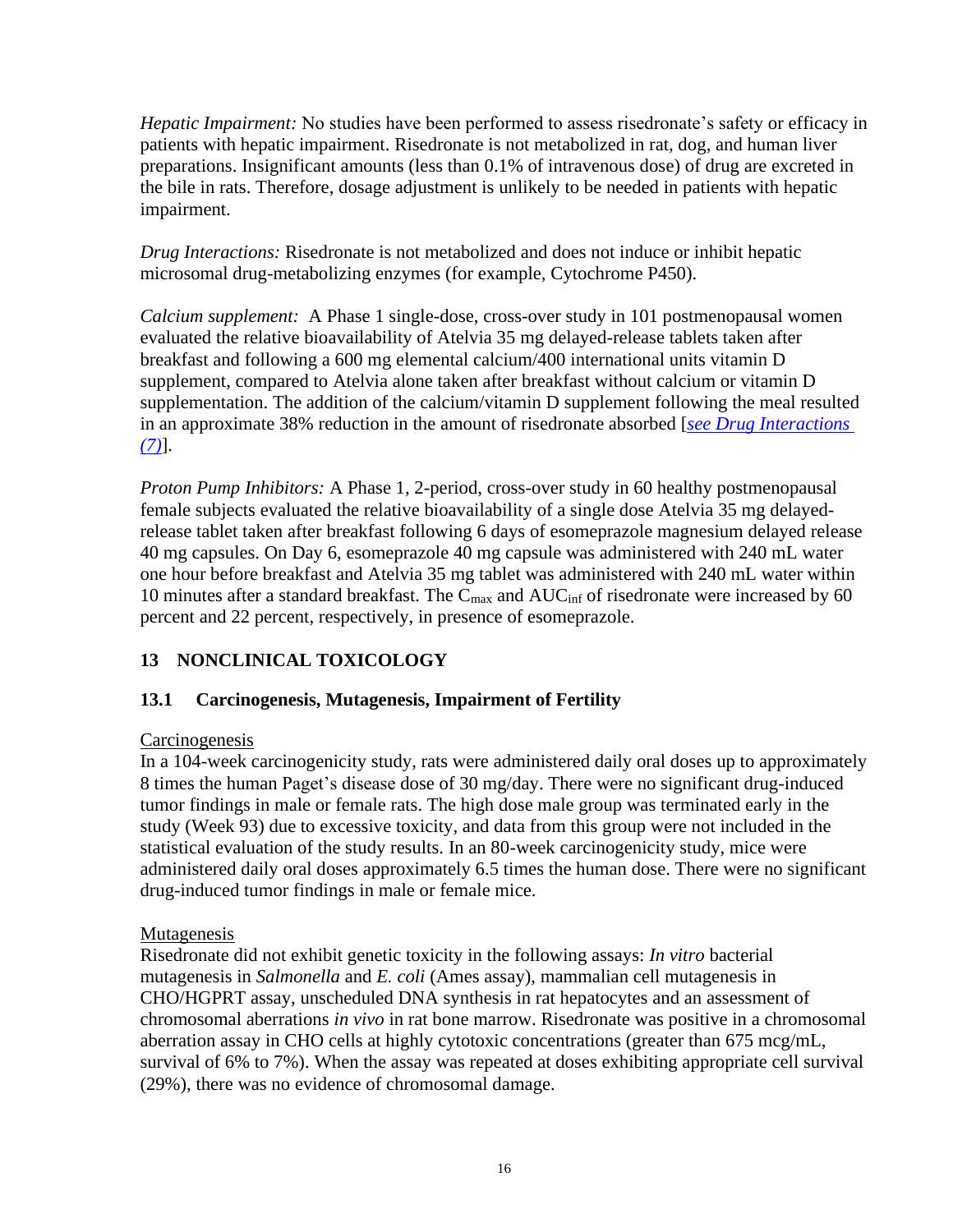*Hepatic Impairment:* No studies have been performed to assess risedronate's safety or efficacy in patients with hepatic impairment. Risedronate is not metabolized in rat, dog, and human liver preparations. Insignificant amounts (less than 0.1% of intravenous dose) of drug are excreted in the bile in rats. Therefore, dosage adjustment is unlikely to be needed in patients with hepatic impairment.

*Drug Interactions:* Risedronate is not metabolized and does not induce or inhibit hepatic microsomal drug-metabolizing enzymes (for example, Cytochrome P450).

*Calcium supplement:* A Phase 1 single-dose, cross-over study in 101 postmenopausal women evaluated the relative bioavailability of Atelvia 35 mg delayed-release tablets taken after breakfast and following a 600 mg elemental calcium/400 international units vitamin D supplement, compared to Atelvia alone taken after breakfast without calcium or vitamin D supplementation. The addition of the calcium/vitamin D supplement following the meal resulted in an approximate 38% reduction in the amount of risedronate absorbed [*see Drug Interactions (7)*].

*Proton Pump Inhibitors:* A Phase 1, 2-period, cross-over study in 60 healthy postmenopausal female subjects evaluated the relative bioavailability of a single dose Atelvia 35 mg delayed-release tablet taken after breakfast following 6 days of esomeprazole magnesium delayed release 40 mg capsules. On Day 6, esomeprazole 40 mg capsule was administered with 240 mL water one hour before breakfast and Atelvia 35 mg tablet was administered with 240 mL water within 10 minutes after a standard breakfast. The $C_{max}$ and $AUC_{inf}$ of risedronate were increased by 60 percent and 22 percent, respectively, in presence of esomeprazole.

## 13 NONCLINICAL TOXICOLOGY

### 13.1 Carcinogenesis, Mutagenesis, Impairment of Fertility

Carcinogenesis

In a 104-week carcinogenicity study, rats were administered daily oral doses up to approximately 8 times the human Paget's disease dose of 30 mg/day. There were no significant drug-induced tumor findings in male or female rats. The high dose male group was terminated early in the study (Week 93) due to excessive toxicity, and data from this group were not included in the statistical evaluation of the study results. In an 80-week carcinogenicity study, mice were administered daily oral doses approximately 6.5 times the human dose. There were no significant drug-induced tumor findings in male or female mice.

Mutagenesis

Risedronate did not exhibit genetic toxicity in the following assays: *In vitro* bacterial mutagenesis in *Salmonella* and *E. coli* (Ames assay), mammalian cell mutagenesis in CHO/HGPRT assay, unscheduled DNA synthesis in rat hepatocytes and an assessment of chromosomal aberrations *in vivo* in rat bone marrow. Risedronate was positive in a chromosomal aberration assay in CHO cells at highly cytotoxic concentrations (greater than 675 mcg/mL, survival of 6% to 7%). When the assay was repeated at doses exhibiting appropriate cell survival (29%), there was no evidence of chromosomal damage.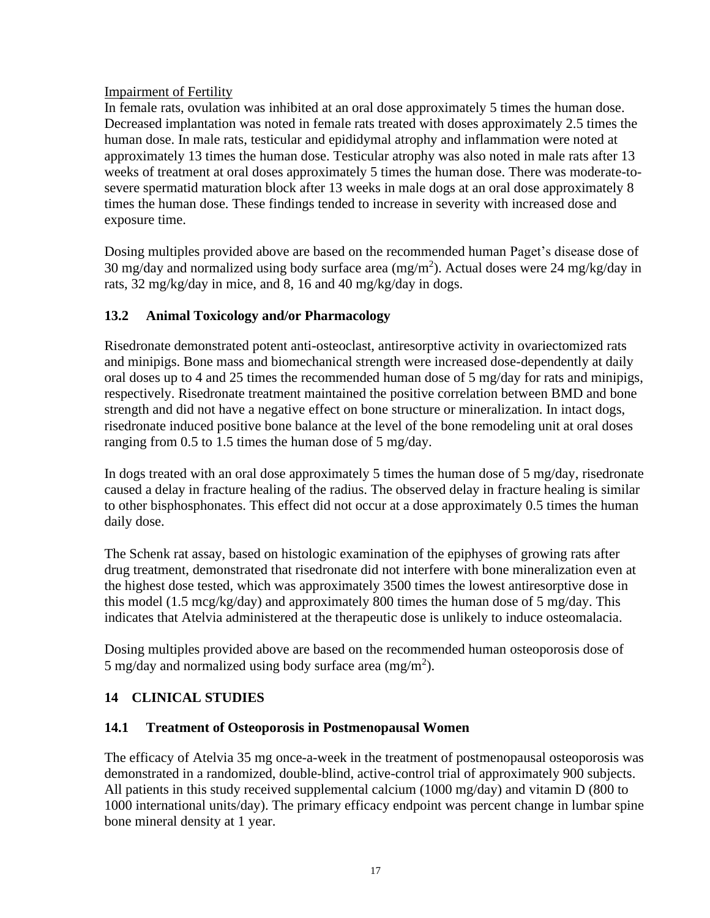Impairment of Fertility

In female rats, ovulation was inhibited at an oral dose approximately 5 times the human dose. Decreased implantation was noted in female rats treated with doses approximately 2.5 times the human dose. In male rats, testicular and epididymal atrophy and inflammation were noted at approximately 13 times the human dose. Testicular atrophy was also noted in male rats after 13 weeks of treatment at oral doses approximately 5 times the human dose. There was moderate-to-severe spermatid maturation block after 13 weeks in male dogs at an oral dose approximately 8 times the human dose. These findings tended to increase in severity with increased dose and exposure time.

Dosing multiples provided above are based on the recommended human Paget's disease dose of 30 mg/day and normalized using body surface area ($mg/m^2$). Actual doses were 24 mg/kg/day in rats, 32 mg/kg/day in mice, and 8, 16 and 40 mg/kg/day in dogs.

### 13.2 Animal Toxicology and/or Pharmacology

Risedronate demonstrated potent anti-osteoclast, antiresorptive activity in ovariectomized rats and minipigs. Bone mass and biomechanical strength were increased dose-dependently at daily oral doses up to 4 and 25 times the recommended human dose of 5 mg/day for rats and minipigs, respectively. Risedronate treatment maintained the positive correlation between BMD and bone strength and did not have a negative effect on bone structure or mineralization. In intact dogs, risedronate induced positive bone balance at the level of the bone remodeling unit at oral doses ranging from 0.5 to 1.5 times the human dose of 5 mg/day.

In dogs treated with an oral dose approximately 5 times the human dose of 5 mg/day, risedronate caused a delay in fracture healing of the radius. The observed delay in fracture healing is similar to other bisphosphonates. This effect did not occur at a dose approximately 0.5 times the human daily dose.

The Schenk rat assay, based on histologic examination of the epiphyses of growing rats after drug treatment, demonstrated that risedronate did not interfere with bone mineralization even at the highest dose tested, which was approximately 3500 times the lowest antiresorptive dose in this model (1.5 mcg/kg/day) and approximately 800 times the human dose of 5 mg/day. This indicates that Atelvia administered at the therapeutic dose is unlikely to induce osteomalacia.

Dosing multiples provided above are based on the recommended human osteoporosis dose of 5 mg/day and normalized using body surface area ($mg/m^2$).

## 14 CLINICAL STUDIES

### 14.1 Treatment of Osteoporosis in Postmenopausal Women

The efficacy of Atelvia 35 mg once-a-week in the treatment of postmenopausal osteoporosis was demonstrated in a randomized, double-blind, active-control trial of approximately 900 subjects. All patients in this study received supplemental calcium (1000 mg/day) and vitamin D (800 to 1000 international units/day). The primary efficacy endpoint was percent change in lumbar spine bone mineral density at 1 year.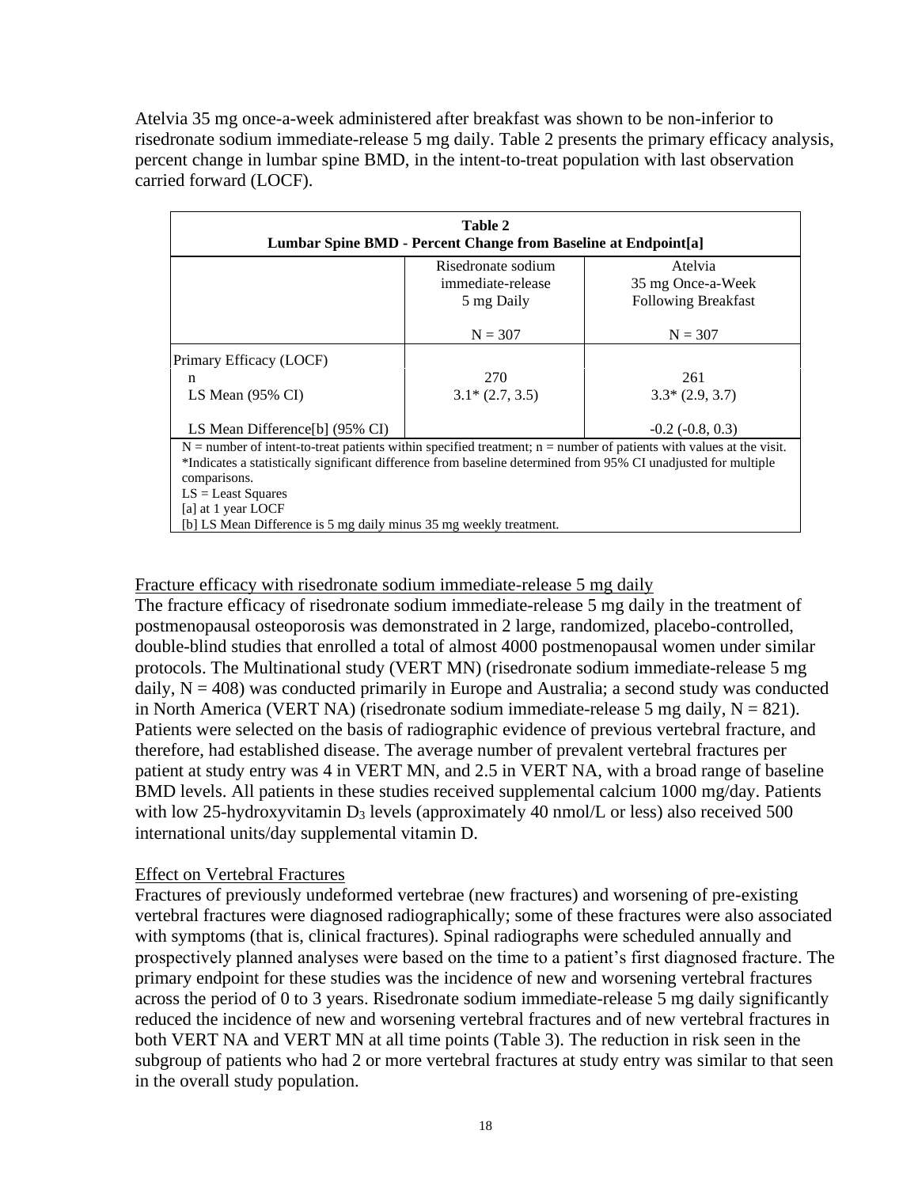Atelvia 35 mg once-a-week administered after breakfast was shown to be non-inferior to risedronate sodium immediate-release 5 mg daily. Table 2 presents the primary efficacy analysis, percent change in lumbar spine BMD, in the intent-to-treat population with last observation carried forward (LOCF).

**Table 2**
**Lumbar Spine BMD - Percent Change from Baseline at Endpoint[a]**

| | Risedronate sodium immediate-release 5 mg Daily<br>N = 307 | Atelvia 35 mg Once-a-Week Following Breakfast<br>N = 307 |
|---|---|---|
| Primary Efficacy (LOCF) | | |
| n | 270 | 261 |
| LS Mean (95% CI) | 3.1* (2.7, 3.5) | 3.3* (2.9, 3.7) |
| LS Mean Difference[b] (95% CI) | | -0.2 (-0.8, 0.3) |

N = number of intent-to-treat patients within specified treatment; n = number of patients with values at the visit.
*Indicates a statistically significant difference from baseline determined from 95% CI unadjusted for multiple comparisons.
LS = Least Squares
[a] at 1 year LOCF
[b] LS Mean Difference is 5 mg daily minus 35 mg weekly treatment.

Fracture efficacy with risedronate sodium immediate-release 5 mg daily

The fracture efficacy of risedronate sodium immediate-release 5 mg daily in the treatment of postmenopausal osteoporosis was demonstrated in 2 large, randomized, placebo-controlled, double-blind studies that enrolled a total of almost 4000 postmenopausal women under similar protocols. The Multinational study (VERT MN) (risedronate sodium immediate-release 5 mg daily, N = 408) was conducted primarily in Europe and Australia; a second study was conducted in North America (VERT NA) (risedronate sodium immediate-release 5 mg daily, N = 821). Patients were selected on the basis of radiographic evidence of previous vertebral fracture, and therefore, had established disease. The average number of prevalent vertebral fractures per patient at study entry was 4 in VERT MN, and 2.5 in VERT NA, with a broad range of baseline BMD levels. All patients in these studies received supplemental calcium 1000 mg/day. Patients with low 25-hydroxyvitamin $D_3$ levels (approximately 40 nmol/L or less) also received 500 international units/day supplemental vitamin D.

Effect on Vertebral Fractures

Fractures of previously undeformed vertebrae (new fractures) and worsening of pre-existing vertebral fractures were diagnosed radiographically; some of these fractures were also associated with symptoms (that is, clinical fractures). Spinal radiographs were scheduled annually and prospectively planned analyses were based on the time to a patient's first diagnosed fracture. The primary endpoint for these studies was the incidence of new and worsening vertebral fractures across the period of 0 to 3 years. Risedronate sodium immediate-release 5 mg daily significantly reduced the incidence of new and worsening vertebral fractures and of new vertebral fractures in both VERT NA and VERT MN at all time points (Table 3). The reduction in risk seen in the subgroup of patients who had 2 or more vertebral fractures at study entry was similar to that seen in the overall study population.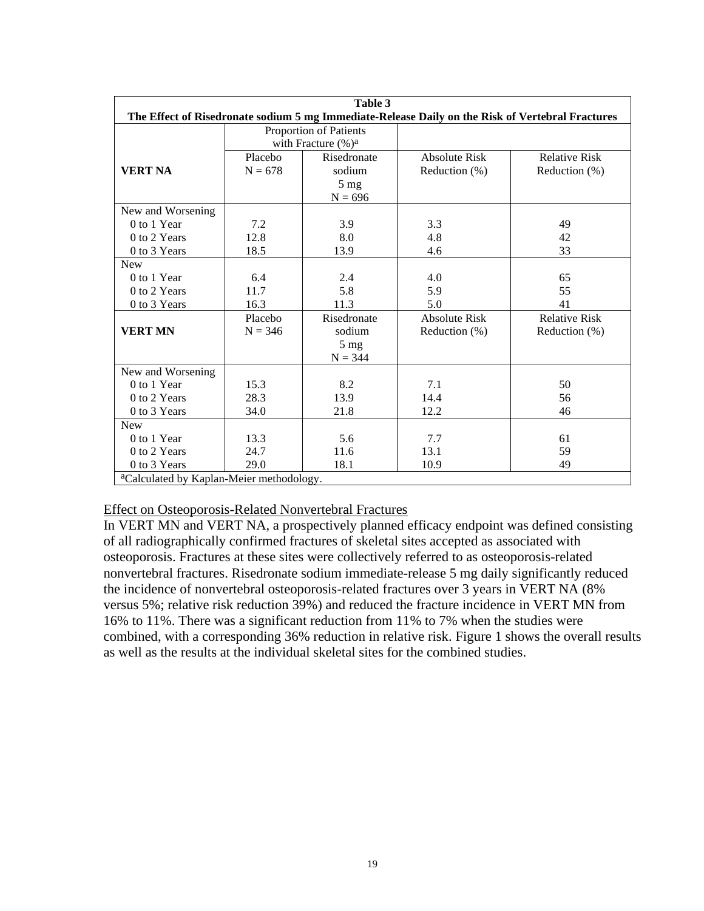| Table 3<br>The Effect of Risedronate sodium 5 mg Immediate-Release Daily on the Risk of Vertebral Fractures | | | | |
|---|---|---|---|---|
| | Proportion of Patients with Fracture (%)[a] | | | |
| **VERT NA** | Placebo<br>N = 678 | Risedronate sodium<br>5 mg<br>N = 696 | Absolute Risk Reduction (%) | Relative Risk Reduction (%) |
| New and Worsening | | | | |
| 0 to 1 Year | 7.2 | 3.9 | 3.3 | 49 |
| 0 to 2 Years | 12.8 | 8.0 | 4.8 | 42 |
| 0 to 3 Years | 18.5 | 13.9 | 4.6 | 33 |
| New | | | | |
| 0 to 1 Year | 6.4 | 2.4 | 4.0 | 65 |
| 0 to 2 Years | 11.7 | 5.8 | 5.9 | 55 |
| 0 to 3 Years | 16.3 | 11.3 | 5.0 | 41 |
| **VERT MN** | Placebo<br>N = 346 | Risedronate sodium<br>5 mg<br>N = 344 | Absolute Risk Reduction (%) | Relative Risk Reduction (%) |
| New and Worsening | | | | |
| 0 to 1 Year | 15.3 | 8.2 | 7.1 | 50 |
| 0 to 2 Years | 28.3 | 13.9 | 14.4 | 56 |
| 0 to 3 Years | 34.0 | 21.8 | 12.2 | 46 |
| New | | | | |
| 0 to 1 Year | 13.3 | 5.6 | 7.7 | 61 |
| 0 to 2 Years | 24.7 | 11.6 | 13.1 | 59 |
| 0 to 3 Years | 29.0 | 18.1 | 10.9 | 49 |

[a]Calculated by Kaplan-Meier methodology.

Effect on Osteoporosis-Related Nonvertebral Fractures

In VERT MN and VERT NA, a prospectively planned efficacy endpoint was defined consisting of all radiographically confirmed fractures of skeletal sites accepted as associated with osteoporosis. Fractures at these sites were collectively referred to as osteoporosis-related nonvertebral fractures. Risedronate sodium immediate-release 5 mg daily significantly reduced the incidence of nonvertebral osteoporosis-related fractures over 3 years in VERT NA (8% versus 5%; relative risk reduction 39%) and reduced the fracture incidence in VERT MN from 16% to 11%. There was a significant reduction from 11% to 7% when the studies were combined, with a corresponding 36% reduction in relative risk. Figure 1 shows the overall results as well as the results at the individual skeletal sites for the combined studies.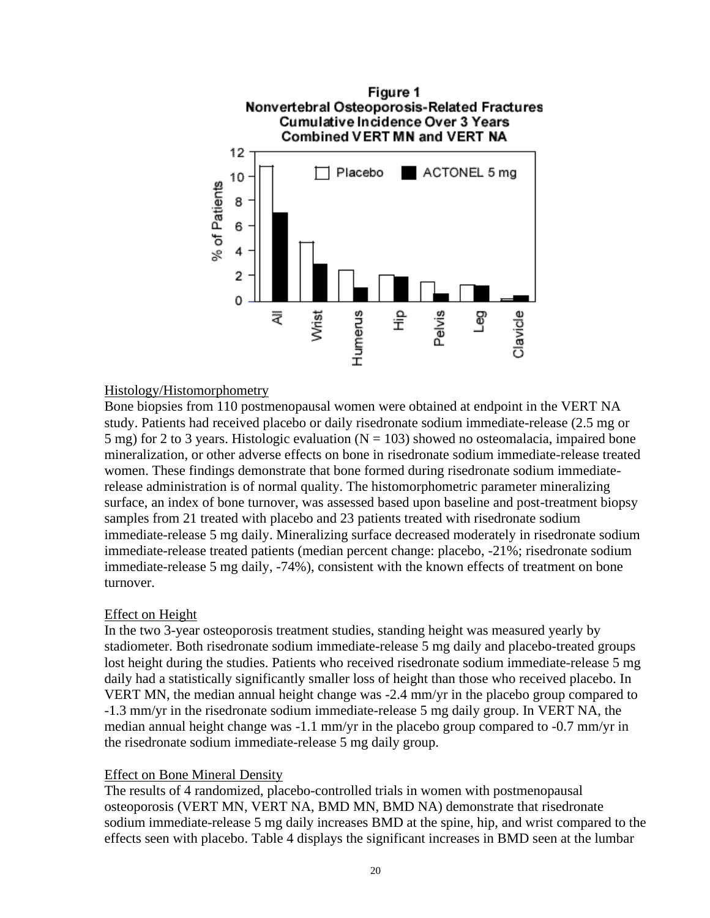**Figure 1**
**Nonvertebral Osteoporosis-Related Fractures**
**Cumulative Incidence Over 3 Years**
**Combined VERT MN and VERT NA**

<u>Histology/Histomorphometry</u>

Bone biopsies from 110 postmenopausal women were obtained at endpoint in the VERT NA study. Patients had received placebo or daily risedronate sodium immediate-release (2.5 mg or 5 mg) for 2 to 3 years. Histologic evaluation (N = 103) showed no osteomalacia, impaired bone mineralization, or other adverse effects on bone in risedronate sodium immediate-release treated women. These findings demonstrate that bone formed during risedronate sodium immediate-release administration is of normal quality. The histomorphometric parameter mineralizing surface, an index of bone turnover, was assessed based upon baseline and post-treatment biopsy samples from 21 treated with placebo and 23 patients treated with risedronate sodium immediate-release 5 mg daily. Mineralizing surface decreased moderately in risedronate sodium immediate-release treated patients (median percent change: placebo, -21%; risedronate sodium immediate-release 5 mg daily, -74%), consistent with the known effects of treatment on bone turnover.

<u>Effect on Height</u>

In the two 3-year osteoporosis treatment studies, standing height was measured yearly by stadiometer. Both risedronate sodium immediate-release 5 mg daily and placebo-treated groups lost height during the studies. Patients who received risedronate sodium immediate-release 5 mg daily had a statistically significantly smaller loss of height than those who received placebo. In VERT MN, the median annual height change was -2.4 mm/yr in the placebo group compared to -1.3 mm/yr in the risedronate sodium immediate-release 5 mg daily group. In VERT NA, the median annual height change was -1.1 mm/yr in the placebo group compared to -0.7 mm/yr in the risedronate sodium immediate-release 5 mg daily group.

<u>Effect on Bone Mineral Density</u>

The results of 4 randomized, placebo-controlled trials in women with postmenopausal osteoporosis (VERT MN, VERT NA, BMD MN, BMD NA) demonstrate that risedronate sodium immediate-release 5 mg daily increases BMD at the spine, hip, and wrist compared to the effects seen with placebo. Table 4 displays the significant increases in BMD seen at the lumbar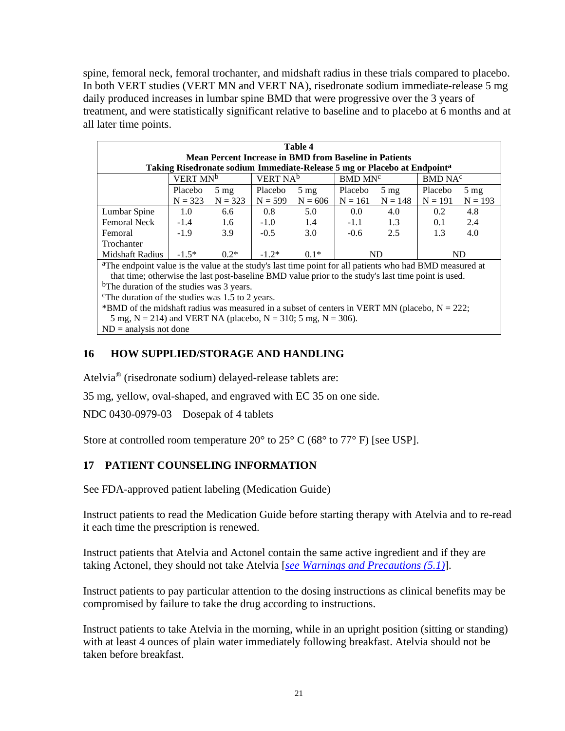spine, femoral neck, femoral trochanter, and midshaft radius in these trials compared to placebo. In both VERT studies (VERT MN and VERT NA), risedronate sodium immediate-release 5 mg daily produced increases in lumbar spine BMD that were progressive over the 3 years of treatment, and were statistically significant relative to baseline and to placebo at 6 months and at all later time points.

**Table 4**
**Mean Percent Increase in BMD from Baseline in Patients Taking Risedronate sodium Immediate-Release 5 mg or Placebo at Endpoint[a]**

| | VERT MN[b] | | VERT NA[b] | | BMD MN[c] | | BMD NA[c] | |
|---|---|---|---|---|---|---|---|---|
| | Placebo N = 323 | 5 mg N = 323 | Placebo N = 599 | 5 mg N = 606 | Placebo N = 161 | 5 mg N = 148 | Placebo N = 191 | 5 mg N = 193 |
| Lumbar Spine | 1.0 | 6.6 | 0.8 | 5.0 | 0.0 | 4.0 | 0.2 | 4.8 |
| Femoral Neck | -1.4 | 1.6 | -1.0 | 1.4 | -1.1 | 1.3 | 0.1 | 2.4 |
| Femoral Trochanter | -1.9 | 3.9 | -0.5 | 3.0 | -0.6 | 2.5 | 1.3 | 4.0 |
| Midshaft Radius | -1.5* | 0.2* | -1.2* | 0.1* | ND | | ND | |

[a]The endpoint value is the value at the study's last time point for all patients who had BMD measured at that time; otherwise the last post-baseline BMD value prior to the study's last time point is used.
[b]The duration of the studies was 3 years.
[c]The duration of the studies was 1.5 to 2 years.
*BMD of the midshaft radius was measured in a subset of centers in VERT MN (placebo, N = 222; 5 mg, N = 214) and VERT NA (placebo, N = 310; 5 mg, N = 306).
ND = analysis not done

## 16 HOW SUPPLIED/STORAGE AND HANDLING

Atelvia® (risedronate sodium) delayed-release tablets are:

35 mg, yellow, oval-shaped, and engraved with EC 35 on one side.

NDC 0430-0979-03 Dosepak of 4 tablets

Store at controlled room temperature 20° to 25° C (68° to 77° F) [see USP].

## 17 PATIENT COUNSELING INFORMATION

See FDA-approved patient labeling (Medication Guide)

Instruct patients to read the Medication Guide before starting therapy with Atelvia and to re-read it each time the prescription is renewed.

Instruct patients that Atelvia and Actonel contain the same active ingredient and if they are taking Actonel, they should not take Atelvia [*see Warnings and Precautions (5.1)*].

Instruct patients to pay particular attention to the dosing instructions as clinical benefits may be compromised by failure to take the drug according to instructions.

Instruct patients to take Atelvia in the morning, while in an upright position (sitting or standing) with at least 4 ounces of plain water immediately following breakfast. Atelvia should not be taken before breakfast.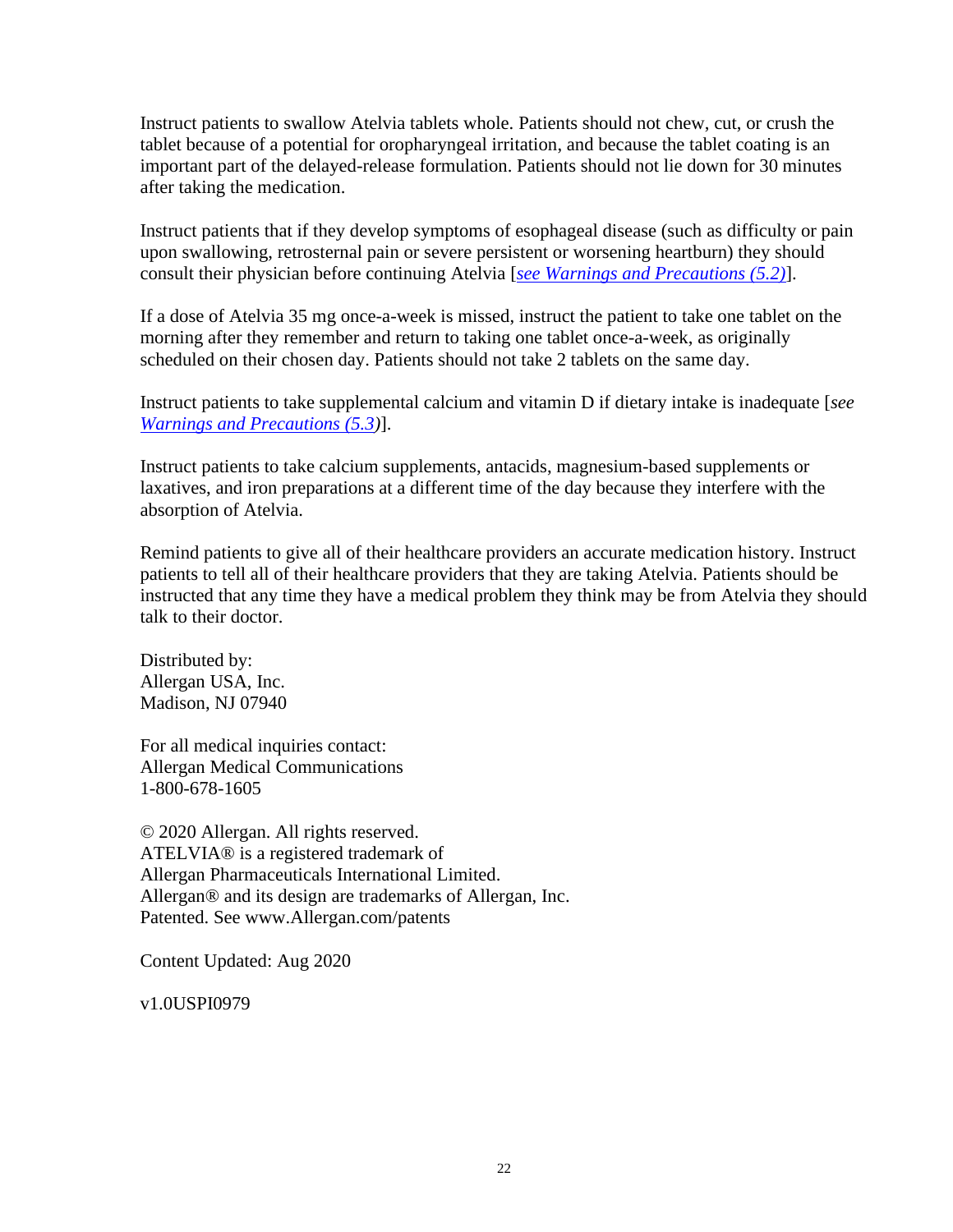Instruct patients to swallow Atelvia tablets whole. Patients should not chew, cut, or crush the tablet because of a potential for oropharyngeal irritation, and because the tablet coating is an important part of the delayed-release formulation. Patients should not lie down for 30 minutes after taking the medication.

Instruct patients that if they develop symptoms of esophageal disease (such as difficulty or pain upon swallowing, retrosternal pain or severe persistent or worsening heartburn) they should consult their physician before continuing Atelvia [*see Warnings and Precautions (5.2)*].

If a dose of Atelvia 35 mg once-a-week is missed, instruct the patient to take one tablet on the morning after they remember and return to taking one tablet once-a-week, as originally scheduled on their chosen day. Patients should not take 2 tablets on the same day.

Instruct patients to take supplemental calcium and vitamin D if dietary intake is inadequate [*see Warnings and Precautions (5.3)*].

Instruct patients to take calcium supplements, antacids, magnesium-based supplements or laxatives, and iron preparations at a different time of the day because they interfere with the absorption of Atelvia.

Remind patients to give all of their healthcare providers an accurate medication history. Instruct patients to tell all of their healthcare providers that they are taking Atelvia. Patients should be instructed that any time they have a medical problem they think may be from Atelvia they should talk to their doctor.

Distributed by:
Allergan USA, Inc.
Madison, NJ 07940

For all medical inquiries contact:
Allergan Medical Communications
1-800-678-1605

© 2020 Allergan. All rights reserved.
ATELVIA® is a registered trademark of
Allergan Pharmaceuticals International Limited.
Allergan® and its design are trademarks of Allergan, Inc.
Patented. See www.Allergan.com/patents

Content Updated: Aug 2020

v1.0USPI0979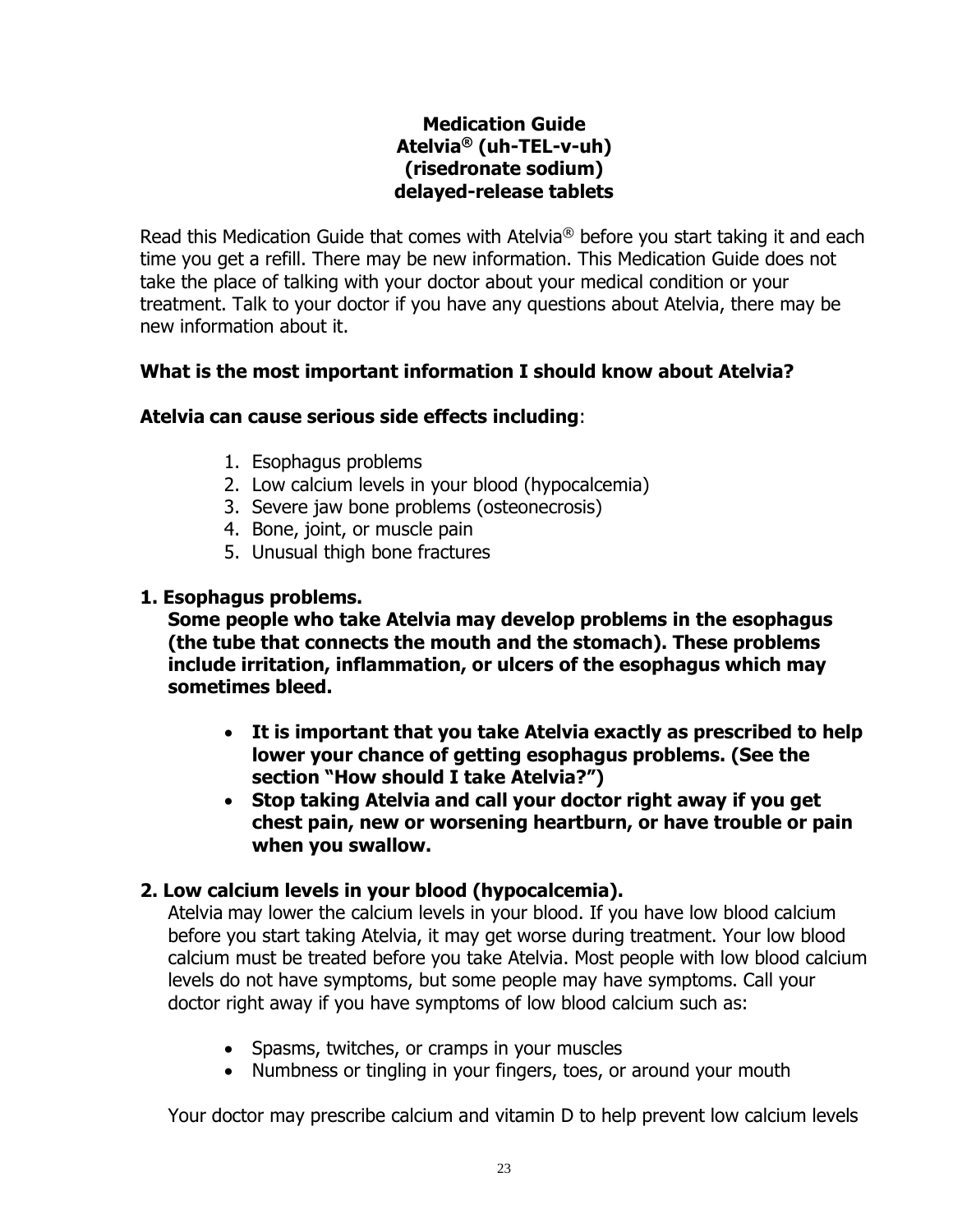# Medication Guide
# Atelvia® (uh-TEL-v-uh)
# (risedronate sodium)
# delayed-release tablets

Read this Medication Guide that comes with Atelvia® before you start taking it and each time you get a refill. There may be new information. This Medication Guide does not take the place of talking with your doctor about your medical condition or your treatment. Talk to your doctor if you have any questions about Atelvia, there may be new information about it.

## What is the most important information I should know about Atelvia?

**Atelvia can cause serious side effects including**:

1. Esophagus problems
2. Low calcium levels in your blood (hypocalcemia)
3. Severe jaw bone problems (osteonecrosis)
4. Bone, joint, or muscle pain
5. Unusual thigh bone fractures

**1. Esophagus problems.**

**Some people who take Atelvia may develop problems in the esophagus (the tube that connects the mouth and the stomach). These problems include irritation, inflammation, or ulcers of the esophagus which may sometimes bleed.**

- **It is important that you take Atelvia exactly as prescribed to help lower your chance of getting esophagus problems. (See the section "How should I take Atelvia?")**
- **Stop taking Atelvia and call your doctor right away if you get chest pain, new or worsening heartburn, or have trouble or pain when you swallow.**

**2. Low calcium levels in your blood (hypocalcemia).**

Atelvia may lower the calcium levels in your blood. If you have low blood calcium before you start taking Atelvia, it may get worse during treatment. Your low blood calcium must be treated before you take Atelvia. Most people with low blood calcium levels do not have symptoms, but some people may have symptoms. Call your doctor right away if you have symptoms of low blood calcium such as:

- Spasms, twitches, or cramps in your muscles
- Numbness or tingling in your fingers, toes, or around your mouth

Your doctor may prescribe calcium and vitamin D to help prevent low calcium levels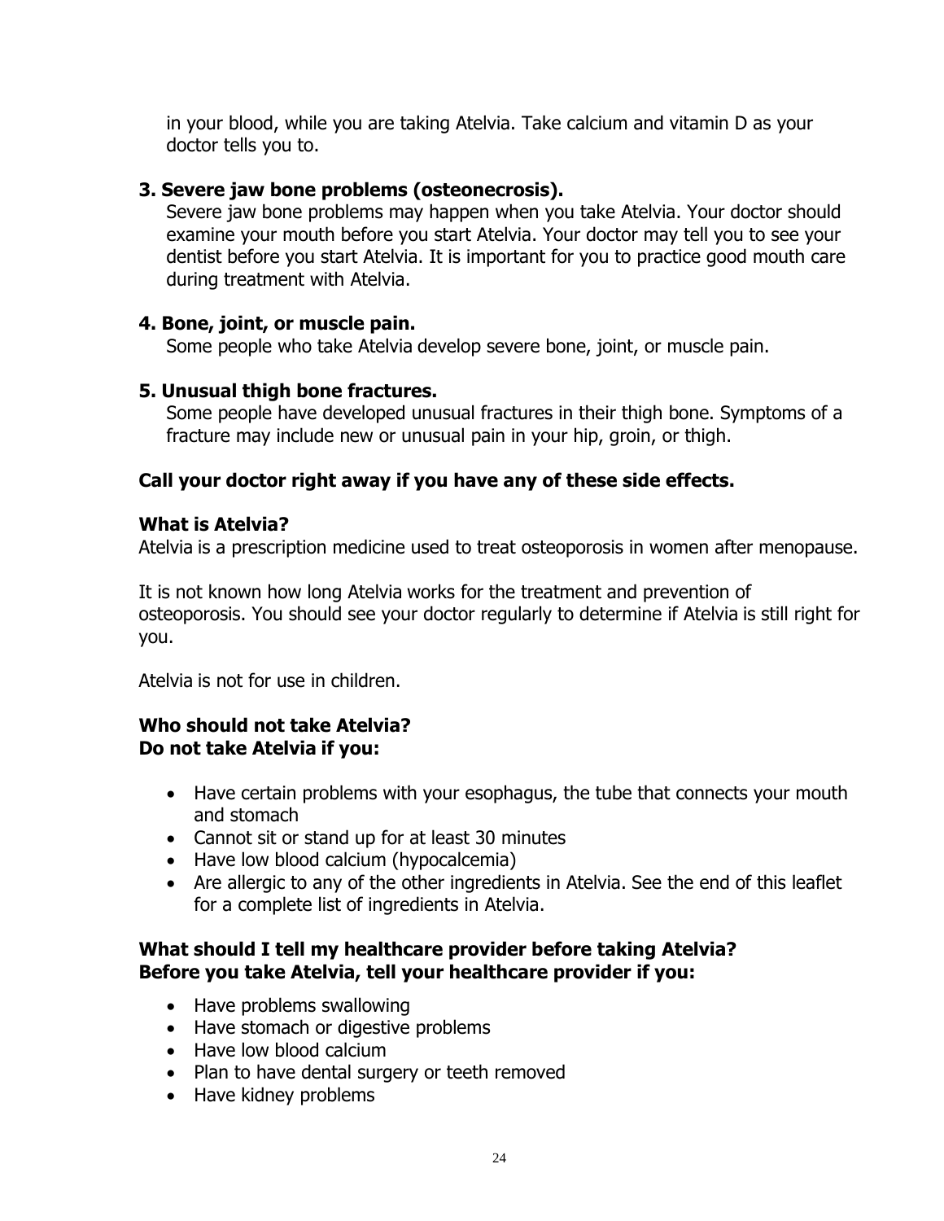in your blood, while you are taking Atelvia. Take calcium and vitamin D as your doctor tells you to.

**3. Severe jaw bone problems (osteonecrosis).**

Severe jaw bone problems may happen when you take Atelvia. Your doctor should examine your mouth before you start Atelvia. Your doctor may tell you to see your dentist before you start Atelvia. It is important for you to practice good mouth care during treatment with Atelvia.

**4. Bone, joint, or muscle pain.**

Some people who take Atelvia develop severe bone, joint, or muscle pain.

**5. Unusual thigh bone fractures.**

Some people have developed unusual fractures in their thigh bone. Symptoms of a fracture may include new or unusual pain in your hip, groin, or thigh.

**Call your doctor right away if you have any of these side effects.**

**What is Atelvia?**

Atelvia is a prescription medicine used to treat osteoporosis in women after menopause.

It is not known how long Atelvia works for the treatment and prevention of osteoporosis. You should see your doctor regularly to determine if Atelvia is still right for you.

Atelvia is not for use in children.

**Who should not take Atelvia?**
**Do not take Atelvia if you:**

- Have certain problems with your esophagus, the tube that connects your mouth and stomach
- Cannot sit or stand up for at least 30 minutes
- Have low blood calcium (hypocalcemia)
- Are allergic to any of the other ingredients in Atelvia. See the end of this leaflet for a complete list of ingredients in Atelvia.

**What should I tell my healthcare provider before taking Atelvia?**
**Before you take Atelvia, tell your healthcare provider if you:**

- Have problems swallowing
- Have stomach or digestive problems
- Have low blood calcium
- Plan to have dental surgery or teeth removed
- Have kidney problems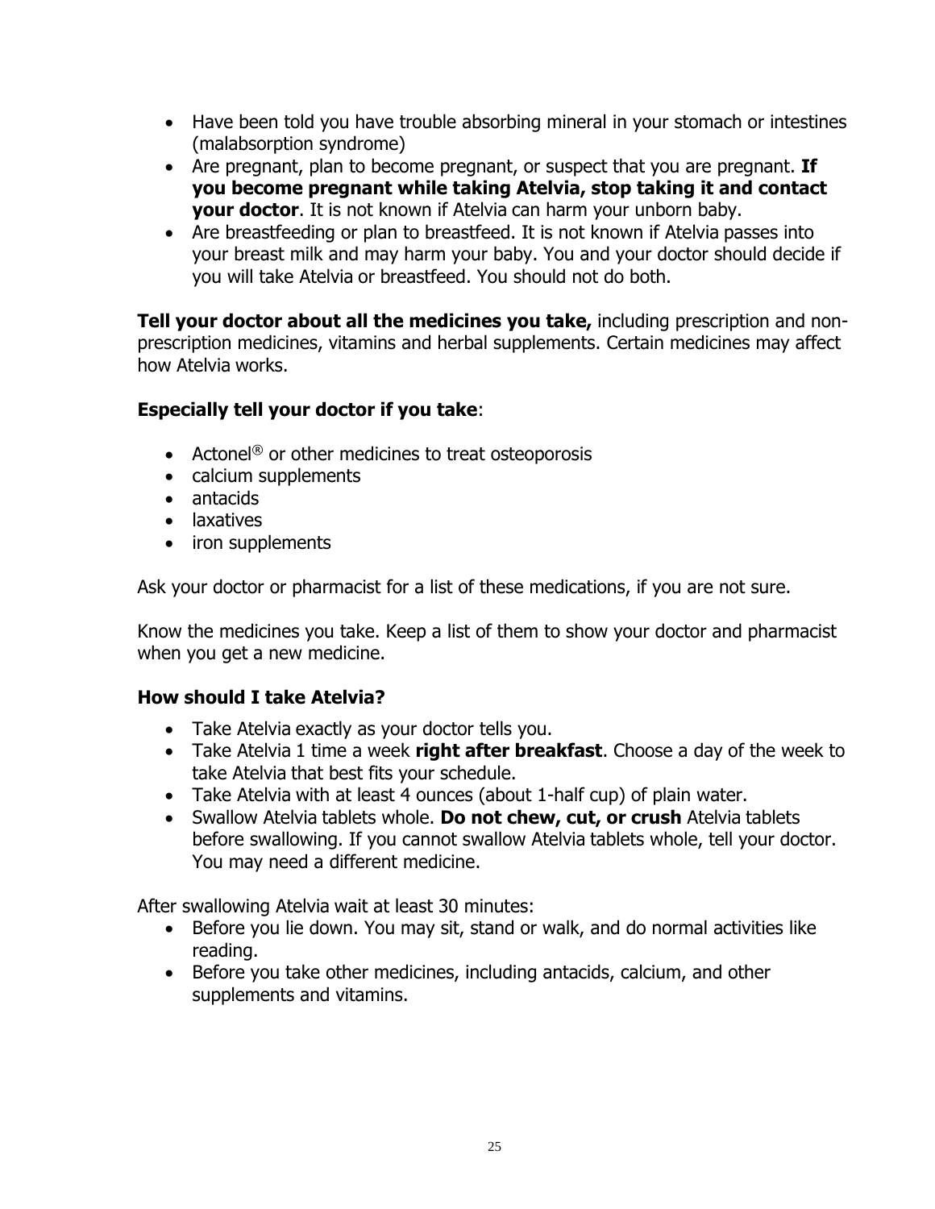- Have been told you have trouble absorbing mineral in your stomach or intestines (malabsorption syndrome)
- Are pregnant, plan to become pregnant, or suspect that you are pregnant. **If you become pregnant while taking Atelvia, stop taking it and contact your doctor**. It is not known if Atelvia can harm your unborn baby.
- Are breastfeeding or plan to breastfeed. It is not known if Atelvia passes into your breast milk and may harm your baby. You and your doctor should decide if you will take Atelvia or breastfeed. You should not do both.

**Tell your doctor about all the medicines you take,** including prescription and non-prescription medicines, vitamins and herbal supplements. Certain medicines may affect how Atelvia works.

**Especially tell your doctor if you take**:

- Actonel® or other medicines to treat osteoporosis
- calcium supplements
- antacids
- laxatives
- iron supplements

Ask your doctor or pharmacist for a list of these medications, if you are not sure.

Know the medicines you take. Keep a list of them to show your doctor and pharmacist when you get a new medicine.

### How should I take Atelvia?

- Take Atelvia exactly as your doctor tells you.
- Take Atelvia 1 time a week **right after breakfast**. Choose a day of the week to take Atelvia that best fits your schedule.
- Take Atelvia with at least 4 ounces (about 1-half cup) of plain water.
- Swallow Atelvia tablets whole. **Do not chew, cut, or crush** Atelvia tablets before swallowing. If you cannot swallow Atelvia tablets whole, tell your doctor. You may need a different medicine.

After swallowing Atelvia wait at least 30 minutes:

- Before you lie down. You may sit, stand or walk, and do normal activities like reading.
- Before you take other medicines, including antacids, calcium, and other supplements and vitamins.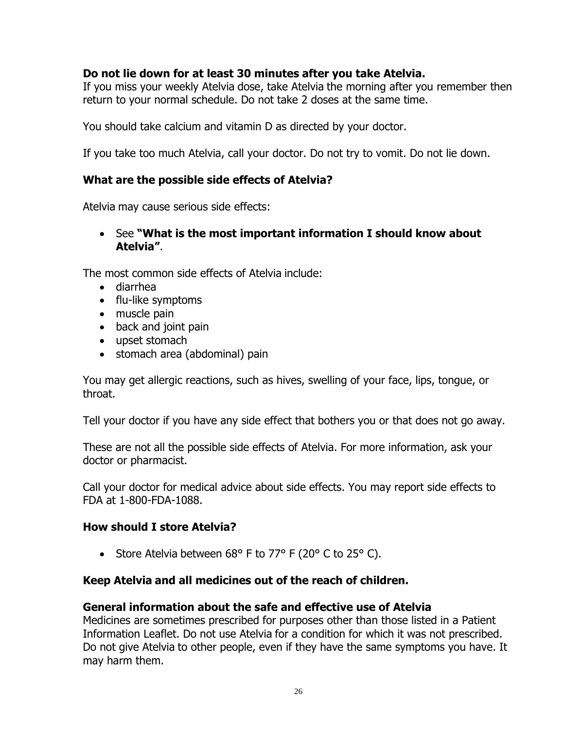**Do not lie down for at least 30 minutes after you take Atelvia.**
If you miss your weekly Atelvia dose, take Atelvia the morning after you remember then return to your normal schedule. Do not take 2 doses at the same time.

You should take calcium and vitamin D as directed by your doctor.

If you take too much Atelvia, call your doctor. Do not try to vomit. Do not lie down.

### What are the possible side effects of Atelvia?

Atelvia may cause serious side effects:

- See **"What is the most important information I should know about Atelvia"**.

The most common side effects of Atelvia include:

- diarrhea
- flu-like symptoms
- muscle pain
- back and joint pain
- upset stomach
- stomach area (abdominal) pain

You may get allergic reactions, such as hives, swelling of your face, lips, tongue, or throat.

Tell your doctor if you have any side effect that bothers you or that does not go away.

These are not all the possible side effects of Atelvia. For more information, ask your doctor or pharmacist.

Call your doctor for medical advice about side effects. You may report side effects to FDA at 1-800-FDA-1088.

### How should I store Atelvia?

- Store Atelvia between 68° F to 77° F (20° C to 25° C).

**Keep Atelvia and all medicines out of the reach of children.**

### General information about the safe and effective use of Atelvia

Medicines are sometimes prescribed for purposes other than those listed in a Patient Information Leaflet. Do not use Atelvia for a condition for which it was not prescribed. Do not give Atelvia to other people, even if they have the same symptoms you have. It may harm them.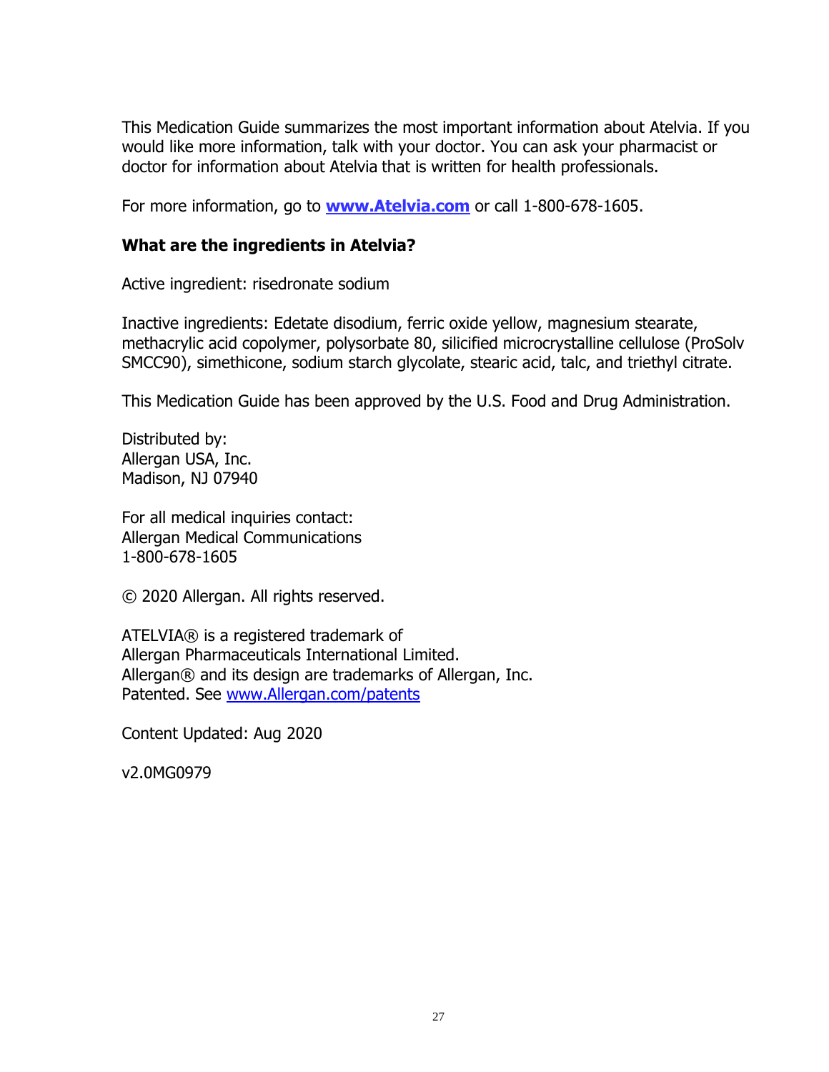This Medication Guide summarizes the most important information about Atelvia. If you would like more information, talk with your doctor. You can ask your pharmacist or doctor for information about Atelvia that is written for health professionals.

For more information, go to **www.Atelvia.com** or call 1-800-678-1605.

**What are the ingredients in Atelvia?**

Active ingredient: risedronate sodium

Inactive ingredients: Edetate disodium, ferric oxide yellow, magnesium stearate, methacrylic acid copolymer, polysorbate 80, silicified microcrystalline cellulose (ProSolv SMCC90), simethicone, sodium starch glycolate, stearic acid, talc, and triethyl citrate.

This Medication Guide has been approved by the U.S. Food and Drug Administration.

Distributed by:
Allergan USA, Inc.
Madison, NJ 07940

For all medical inquiries contact:
Allergan Medical Communications
1-800-678-1605

© 2020 Allergan. All rights reserved.

ATELVIA® is a registered trademark of
Allergan Pharmaceuticals International Limited.
Allergan® and its design are trademarks of Allergan, Inc.
Patented. See www.Allergan.com/patents

Content Updated: Aug 2020

v2.0MG0979